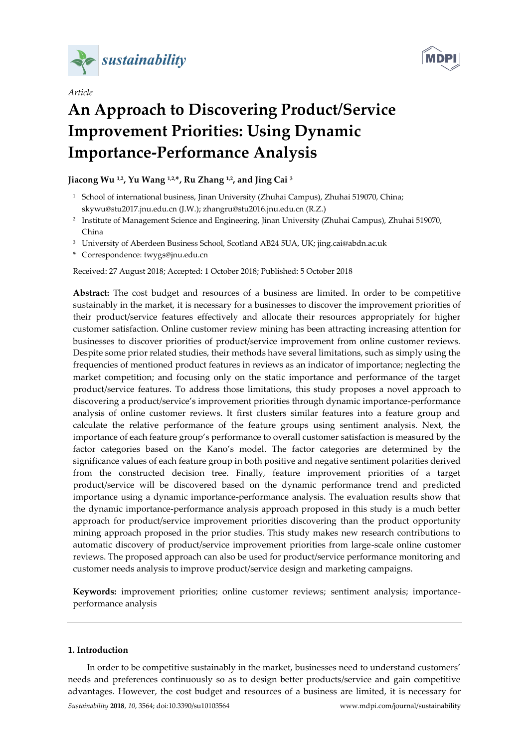*sustainability*

*Article*

# An Approach to Discovering Product/Service Improvement Priorities: Using Dynamic Importance-Performance Analysis

**Jiacong Wu [1,2], Yu Wang [1,2,*], Ru Zhang [1,2], and Jing Cai [3]**

[1] School of international business, Jinan University (Zhuhai Campus), Zhuhai 519070, China; skywu@stu2017.jnu.edu.cn (J.W.); zhangru@stu2016.jnu.edu.cn (R.Z.)

[2] Institute of Management Science and Engineering, Jinan University (Zhuhai Campus), Zhuhai 519070, China

[3] University of Aberdeen Business School, Scotland AB24 5UA, UK; jing.cai@abdn.ac.uk

\* Correspondence: twygs@jnu.edu.cn

Received: 27 August 2018; Accepted: 1 October 2018; Published: 5 October 2018

**Abstract:** The cost budget and resources of a business are limited. In order to be competitive sustainably in the market, it is necessary for a businesses to discover the improvement priorities of their product/service features effectively and allocate their resources appropriately for higher customer satisfaction. Online customer review mining has been attracting increasing attention for businesses to discover priorities of product/service improvement from online customer reviews. Despite some prior related studies, their methods have several limitations, such as simply using the frequencies of mentioned product features in reviews as an indicator of importance; neglecting the market competition; and focusing only on the static importance and performance of the target product/service features. To address those limitations, this study proposes a novel approach to discovering a product/service's improvement priorities through dynamic importance-performance analysis of online customer reviews. It first clusters similar features into a feature group and calculate the relative performance of the feature groups using sentiment analysis. Next, the importance of each feature group's performance to overall customer satisfaction is measured by the factor categories based on the Kano's model. The factor categories are determined by the significance values of each feature group in both positive and negative sentiment polarities derived from the constructed decision tree. Finally, feature improvement priorities of a target product/service will be discovered based on the dynamic performance trend and predicted importance using a dynamic importance-performance analysis. The evaluation results show that the dynamic importance-performance analysis approach proposed in this study is a much better approach for product/service improvement priorities discovering than the product opportunity mining approach proposed in the prior studies. This study makes new research contributions to automatic discovery of product/service improvement priorities from large-scale online customer reviews. The proposed approach can also be used for product/service performance monitoring and customer needs analysis to improve product/service design and marketing campaigns.

**Keywords:** improvement priorities; online customer reviews; sentiment analysis; importance-performance analysis

## 1. Introduction

In order to be competitive sustainably in the market, businesses need to understand customers' needs and preferences continuously so as to design better products/service and gain competitive advantages. However, the cost budget and resources of a business are limited, it is necessary for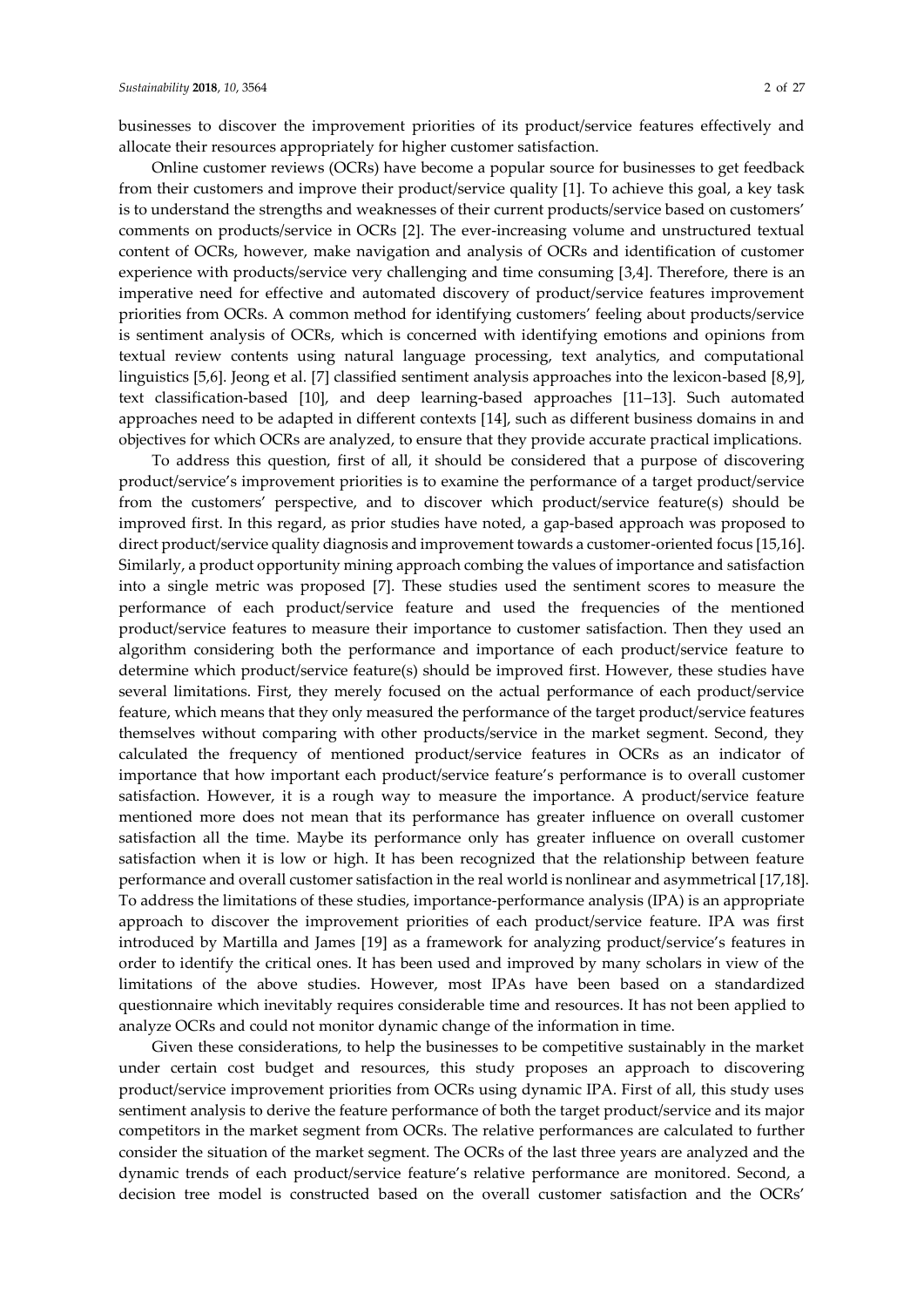businesses to discover the improvement priorities of its product/service features effectively and allocate their resources appropriately for higher customer satisfaction.

Online customer reviews (OCRs) have become a popular source for businesses to get feedback from their customers and improve their product/service quality [1]. To achieve this goal, a key task is to understand the strengths and weaknesses of their current products/service based on customers' comments on products/service in OCRs [2]. The ever-increasing volume and unstructured textual content of OCRs, however, make navigation and analysis of OCRs and identification of customer experience with products/service very challenging and time consuming [3,4]. Therefore, there is an imperative need for effective and automated discovery of product/service features improvement priorities from OCRs. A common method for identifying customers' feeling about products/service is sentiment analysis of OCRs, which is concerned with identifying emotions and opinions from textual review contents using natural language processing, text analytics, and computational linguistics [5,6]. Jeong et al. [7] classified sentiment analysis approaches into the lexicon-based [8,9], text classification-based [10], and deep learning-based approaches [11–13]. Such automated approaches need to be adapted in different contexts [14], such as different business domains in and objectives for which OCRs are analyzed, to ensure that they provide accurate practical implications.

To address this question, first of all, it should be considered that a purpose of discovering product/service's improvement priorities is to examine the performance of a target product/service from the customers' perspective, and to discover which product/service feature(s) should be improved first. In this regard, as prior studies have noted, a gap-based approach was proposed to direct product/service quality diagnosis and improvement towards a customer-oriented focus [15,16]. Similarly, a product opportunity mining approach combing the values of importance and satisfaction into a single metric was proposed [7]. These studies used the sentiment scores to measure the performance of each product/service feature and used the frequencies of the mentioned product/service features to measure their importance to customer satisfaction. Then they used an algorithm considering both the performance and importance of each product/service feature to determine which product/service feature(s) should be improved first. However, these studies have several limitations. First, they merely focused on the actual performance of each product/service feature, which means that they only measured the performance of the target product/service features themselves without comparing with other products/service in the market segment. Second, they calculated the frequency of mentioned product/service features in OCRs as an indicator of importance that how important each product/service feature's performance is to overall customer satisfaction. However, it is a rough way to measure the importance. A product/service feature mentioned more does not mean that its performance has greater influence on overall customer satisfaction all the time. Maybe its performance only has greater influence on overall customer satisfaction when it is low or high. It has been recognized that the relationship between feature performance and overall customer satisfaction in the real world is nonlinear and asymmetrical [17,18]. To address the limitations of these studies, importance-performance analysis (IPA) is an appropriate approach to discover the improvement priorities of each product/service feature. IPA was first introduced by Martilla and James [19] as a framework for analyzing product/service's features in order to identify the critical ones. It has been used and improved by many scholars in view of the limitations of the above studies. However, most IPAs have been based on a standardized questionnaire which inevitably requires considerable time and resources. It has not been applied to analyze OCRs and could not monitor dynamic change of the information in time.

Given these considerations, to help the businesses to be competitive sustainably in the market under certain cost budget and resources, this study proposes an approach to discovering product/service improvement priorities from OCRs using dynamic IPA. First of all, this study uses sentiment analysis to derive the feature performance of both the target product/service and its major competitors in the market segment from OCRs. The relative performances are calculated to further consider the situation of the market segment. The OCRs of the last three years are analyzed and the dynamic trends of each product/service feature's relative performance are monitored. Second, a decision tree model is constructed based on the overall customer satisfaction and the OCRs'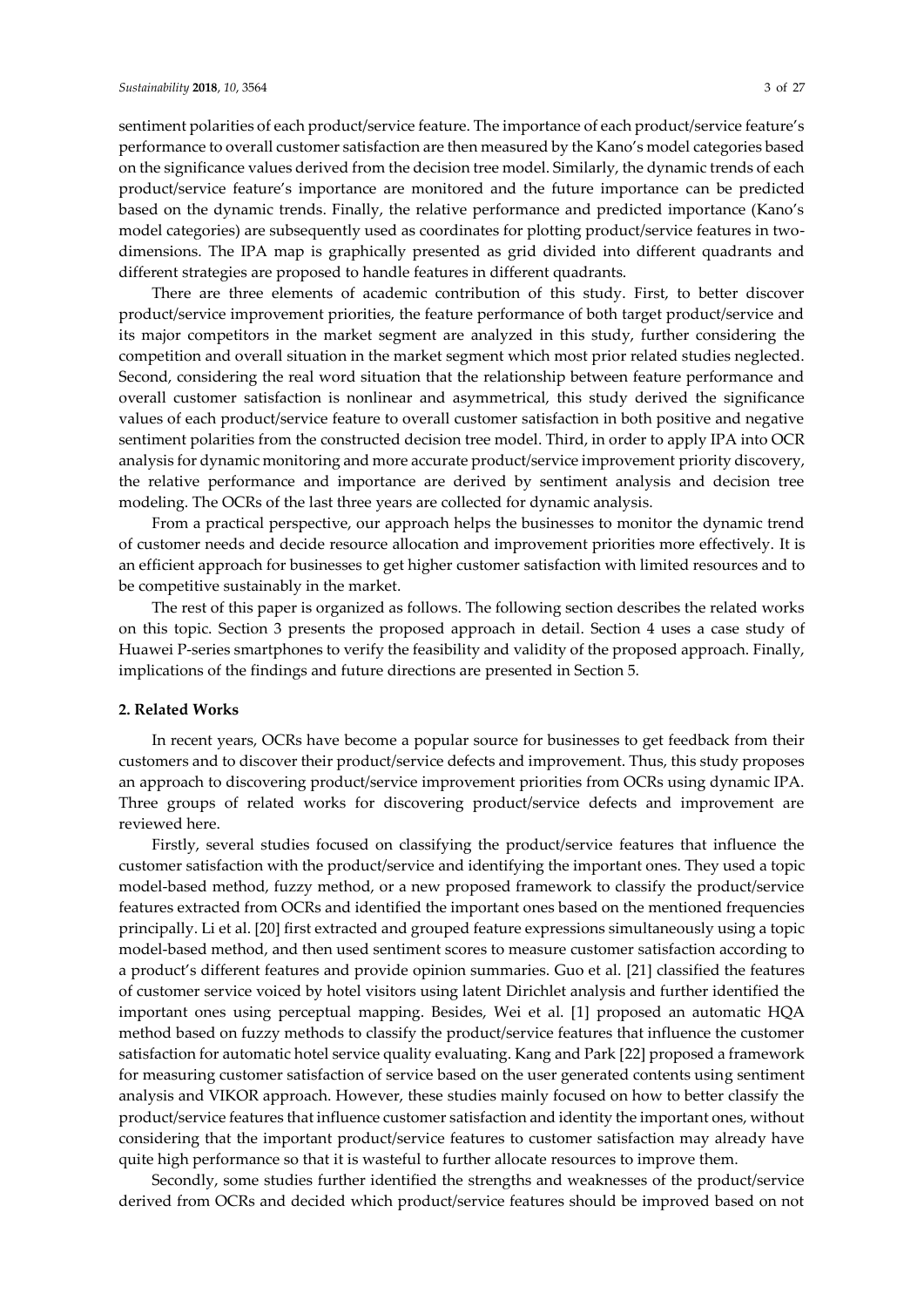sentiment polarities of each product/service feature. The importance of each product/service feature's performance to overall customer satisfaction are then measured by the Kano's model categories based on the significance values derived from the decision tree model. Similarly, the dynamic trends of each product/service feature's importance are monitored and the future importance can be predicted based on the dynamic trends. Finally, the relative performance and predicted importance (Kano's model categories) are subsequently used as coordinates for plotting product/service features in two-dimensions. The IPA map is graphically presented as grid divided into different quadrants and different strategies are proposed to handle features in different quadrants.

There are three elements of academic contribution of this study. First, to better discover product/service improvement priorities, the feature performance of both target product/service and its major competitors in the market segment are analyzed in this study, further considering the competition and overall situation in the market segment which most prior related studies neglected. Second, considering the real word situation that the relationship between feature performance and overall customer satisfaction is nonlinear and asymmetrical, this study derived the significance values of each product/service feature to overall customer satisfaction in both positive and negative sentiment polarities from the constructed decision tree model. Third, in order to apply IPA into OCR analysis for dynamic monitoring and more accurate product/service improvement priority discovery, the relative performance and importance are derived by sentiment analysis and decision tree modeling. The OCRs of the last three years are collected for dynamic analysis.

From a practical perspective, our approach helps the businesses to monitor the dynamic trend of customer needs and decide resource allocation and improvement priorities more effectively. It is an efficient approach for businesses to get higher customer satisfaction with limited resources and to be competitive sustainably in the market.

The rest of this paper is organized as follows. The following section describes the related works on this topic. Section 3 presents the proposed approach in detail. Section 4 uses a case study of Huawei P-series smartphones to verify the feasibility and validity of the proposed approach. Finally, implications of the findings and future directions are presented in Section 5.

## 2. Related Works

In recent years, OCRs have become a popular source for businesses to get feedback from their customers and to discover their product/service defects and improvement. Thus, this study proposes an approach to discovering product/service improvement priorities from OCRs using dynamic IPA. Three groups of related works for discovering product/service defects and improvement are reviewed here.

Firstly, several studies focused on classifying the product/service features that influence the customer satisfaction with the product/service and identifying the important ones. They used a topic model-based method, fuzzy method, or a new proposed framework to classify the product/service features extracted from OCRs and identified the important ones based on the mentioned frequencies principally. Li et al. [20] first extracted and grouped feature expressions simultaneously using a topic model-based method, and then used sentiment scores to measure customer satisfaction according to a product's different features and provide opinion summaries. Guo et al. [21] classified the features of customer service voiced by hotel visitors using latent Dirichlet analysis and further identified the important ones using perceptual mapping. Besides, Wei et al. [1] proposed an automatic HQA method based on fuzzy methods to classify the product/service features that influence the customer satisfaction for automatic hotel service quality evaluating. Kang and Park [22] proposed a framework for measuring customer satisfaction of service based on the user generated contents using sentiment analysis and VIKOR approach. However, these studies mainly focused on how to better classify the product/service features that influence customer satisfaction and identity the important ones, without considering that the important product/service features to customer satisfaction may already have quite high performance so that it is wasteful to further allocate resources to improve them.

Secondly, some studies further identified the strengths and weaknesses of the product/service derived from OCRs and decided which product/service features should be improved based on not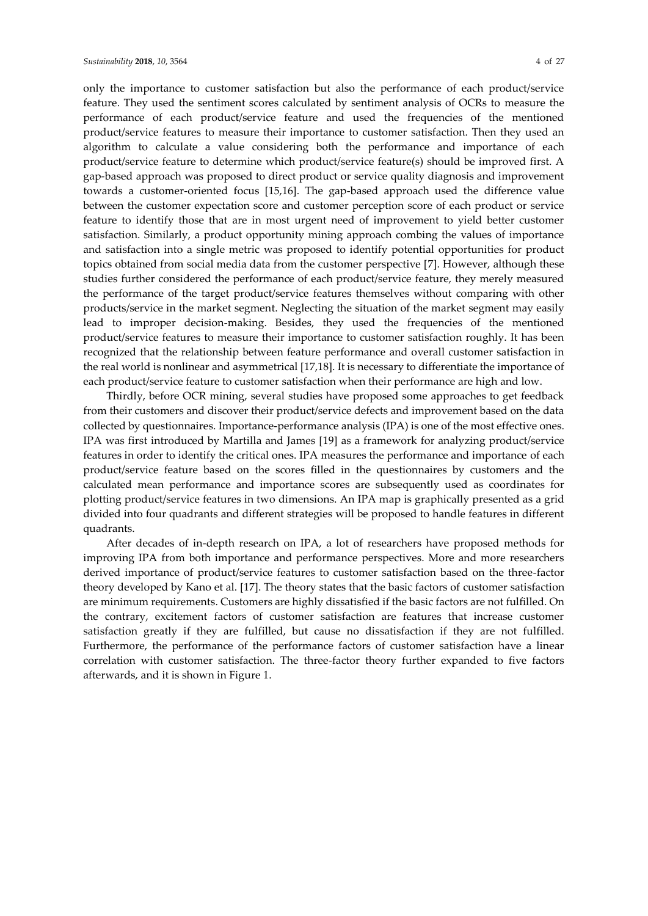only the importance to customer satisfaction but also the performance of each product/service feature. They used the sentiment scores calculated by sentiment analysis of OCRs to measure the performance of each product/service feature and used the frequencies of the mentioned product/service features to measure their importance to customer satisfaction. Then they used an algorithm to calculate a value considering both the performance and importance of each product/service feature to determine which product/service feature(s) should be improved first. A gap-based approach was proposed to direct product or service quality diagnosis and improvement towards a customer-oriented focus [15,16]. The gap-based approach used the difference value between the customer expectation score and customer perception score of each product or service feature to identify those that are in most urgent need of improvement to yield better customer satisfaction. Similarly, a product opportunity mining approach combing the values of importance and satisfaction into a single metric was proposed to identify potential opportunities for product topics obtained from social media data from the customer perspective [7]. However, although these studies further considered the performance of each product/service feature, they merely measured the performance of the target product/service features themselves without comparing with other products/service in the market segment. Neglecting the situation of the market segment may easily lead to improper decision-making. Besides, they used the frequencies of the mentioned product/service features to measure their importance to customer satisfaction roughly. It has been recognized that the relationship between feature performance and overall customer satisfaction in the real world is nonlinear and asymmetrical [17,18]. It is necessary to differentiate the importance of each product/service feature to customer satisfaction when their performance are high and low.

Thirdly, before OCR mining, several studies have proposed some approaches to get feedback from their customers and discover their product/service defects and improvement based on the data collected by questionnaires. Importance-performance analysis (IPA) is one of the most effective ones. IPA was first introduced by Martilla and James [19] as a framework for analyzing product/service features in order to identify the critical ones. IPA measures the performance and importance of each product/service feature based on the scores filled in the questionnaires by customers and the calculated mean performance and importance scores are subsequently used as coordinates for plotting product/service features in two dimensions. An IPA map is graphically presented as a grid divided into four quadrants and different strategies will be proposed to handle features in different quadrants.

After decades of in-depth research on IPA, a lot of researchers have proposed methods for improving IPA from both importance and performance perspectives. More and more researchers derived importance of product/service features to customer satisfaction based on the three-factor theory developed by Kano et al. [17]. The theory states that the basic factors of customer satisfaction are minimum requirements. Customers are highly dissatisfied if the basic factors are not fulfilled. On the contrary, excitement factors of customer satisfaction are features that increase customer satisfaction greatly if they are fulfilled, but cause no dissatisfaction if they are not fulfilled. Furthermore, the performance of the performance factors of customer satisfaction have a linear correlation with customer satisfaction. The three-factor theory further expanded to five factors afterwards, and it is shown in Figure 1.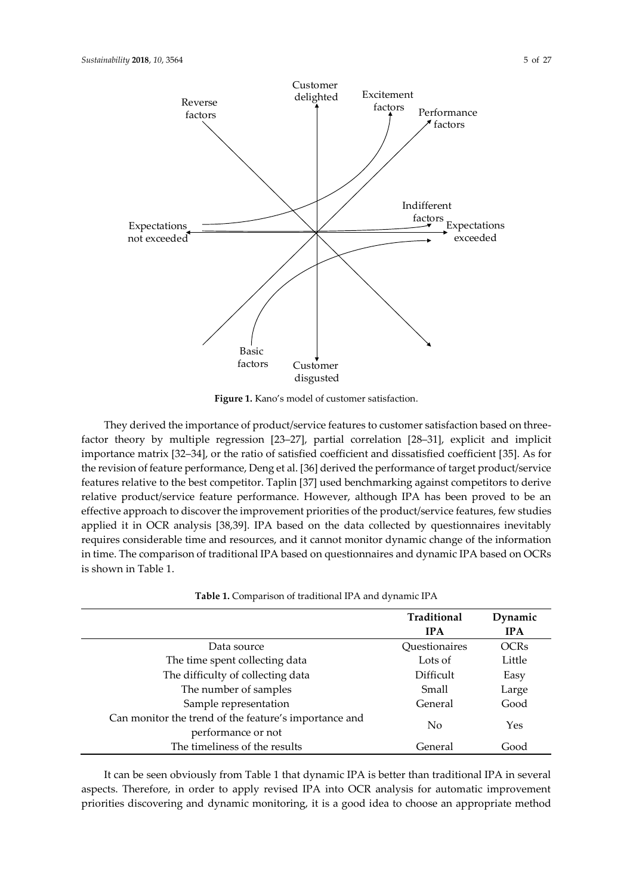**Figure 1.** Kano's model of customer satisfaction.

They derived the importance of product/service features to customer satisfaction based on three-factor theory by multiple regression [23–27], partial correlation [28–31], explicit and implicit importance matrix [32–34], or the ratio of satisfied coefficient and dissatisfied coefficient [35]. As for the revision of feature performance, Deng et al. [36] derived the performance of target product/service features relative to the best competitor. Taplin [37] used benchmarking against competitors to derive relative product/service feature performance. However, although IPA has been proved to be an effective approach to discover the improvement priorities of the product/service features, few studies applied it in OCR analysis [38,39]. IPA based on the data collected by questionnaires inevitably requires considerable time and resources, and it cannot monitor dynamic change of the information in time. The comparison of traditional IPA based on questionnaires and dynamic IPA based on OCRs is shown in Table 1.

**Table 1.** Comparison of traditional IPA and dynamic IPA

| | Traditional IPA | Dynamic IPA |
|---|---|---|
| Data source | Questionnaires | OCRs |
| The time spent collecting data | Lots of | Little |
| The difficulty of collecting data | Difficult | Easy |
| The number of samples | Small | Large |
| Sample representation | General | Good |
| Can monitor the trend of the feature's importance and performance or not | No | Yes |
| The timeliness of the results | General | Good |

It can be seen obviously from Table 1 that dynamic IPA is better than traditional IPA in several aspects. Therefore, in order to apply revised IPA into OCR analysis for automatic improvement priorities discovering and dynamic monitoring, it is a good idea to choose an appropriate method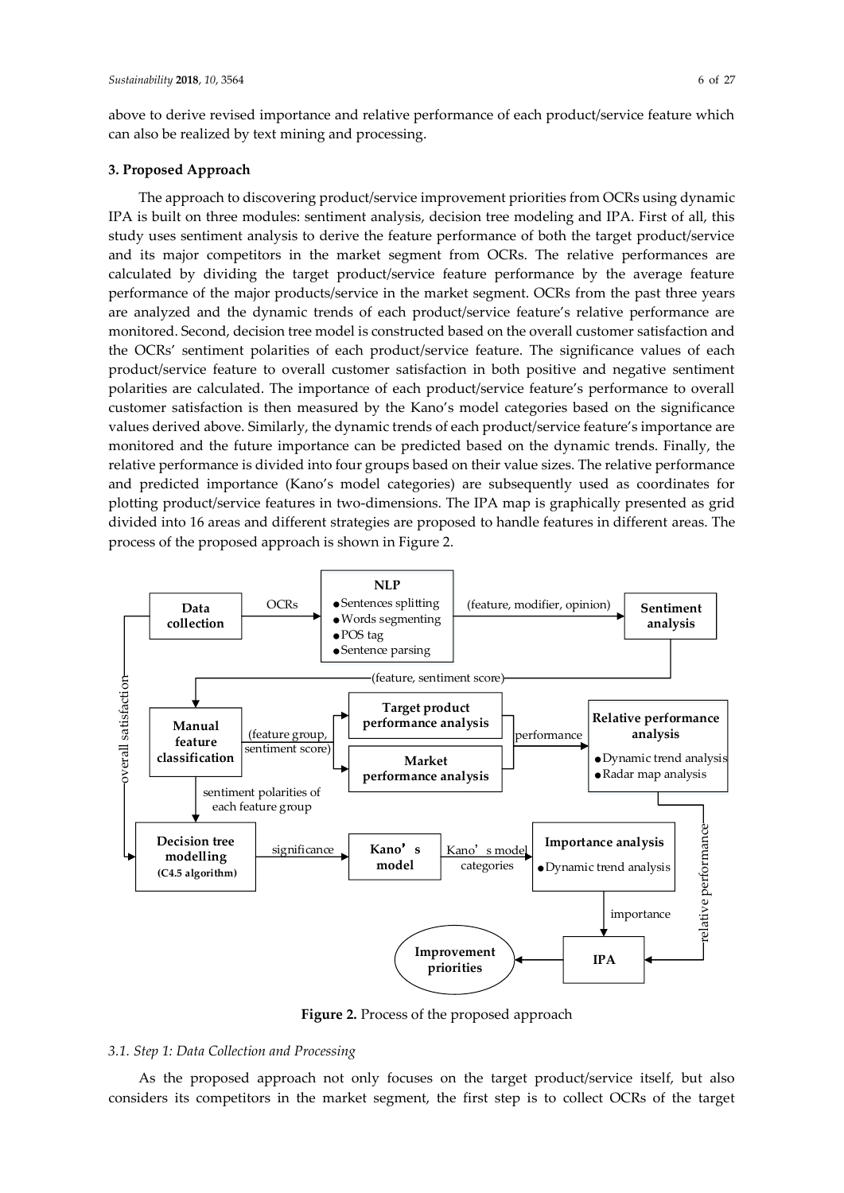above to derive revised importance and relative performance of each product/service feature which can also be realized by text mining and processing.

## 3. Proposed Approach

The approach to discovering product/service improvement priorities from OCRs using dynamic IPA is built on three modules: sentiment analysis, decision tree modeling and IPA. First of all, this study uses sentiment analysis to derive the feature performance of both the target product/service and its major competitors in the market segment from OCRs. The relative performances are calculated by dividing the target product/service feature performance by the average feature performance of the major products/service in the market segment. OCRs from the past three years are analyzed and the dynamic trends of each product/service feature's relative performance are monitored. Second, decision tree model is constructed based on the overall customer satisfaction and the OCRs' sentiment polarities of each product/service feature. The significance values of each product/service feature to overall customer satisfaction in both positive and negative sentiment polarities are calculated. The importance of each product/service feature's performance to overall customer satisfaction is then measured by the Kano's model categories based on the significance values derived above. Similarly, the dynamic trends of each product/service feature's importance are monitored and the future importance can be predicted based on the dynamic trends. Finally, the relative performance is divided into four groups based on their value sizes. The relative performance and predicted importance (Kano's model categories) are subsequently used as coordinates for plotting product/service features in two-dimensions. The IPA map is graphically presented as grid divided into 16 areas and different strategies are proposed to handle features in different areas. The process of the proposed approach is shown in Figure 2.

**Figure 2.** Process of the proposed approach

### *3.1. Step 1: Data Collection and Processing*

As the proposed approach not only focuses on the target product/service itself, but also considers its competitors in the market segment, the first step is to collect OCRs of the target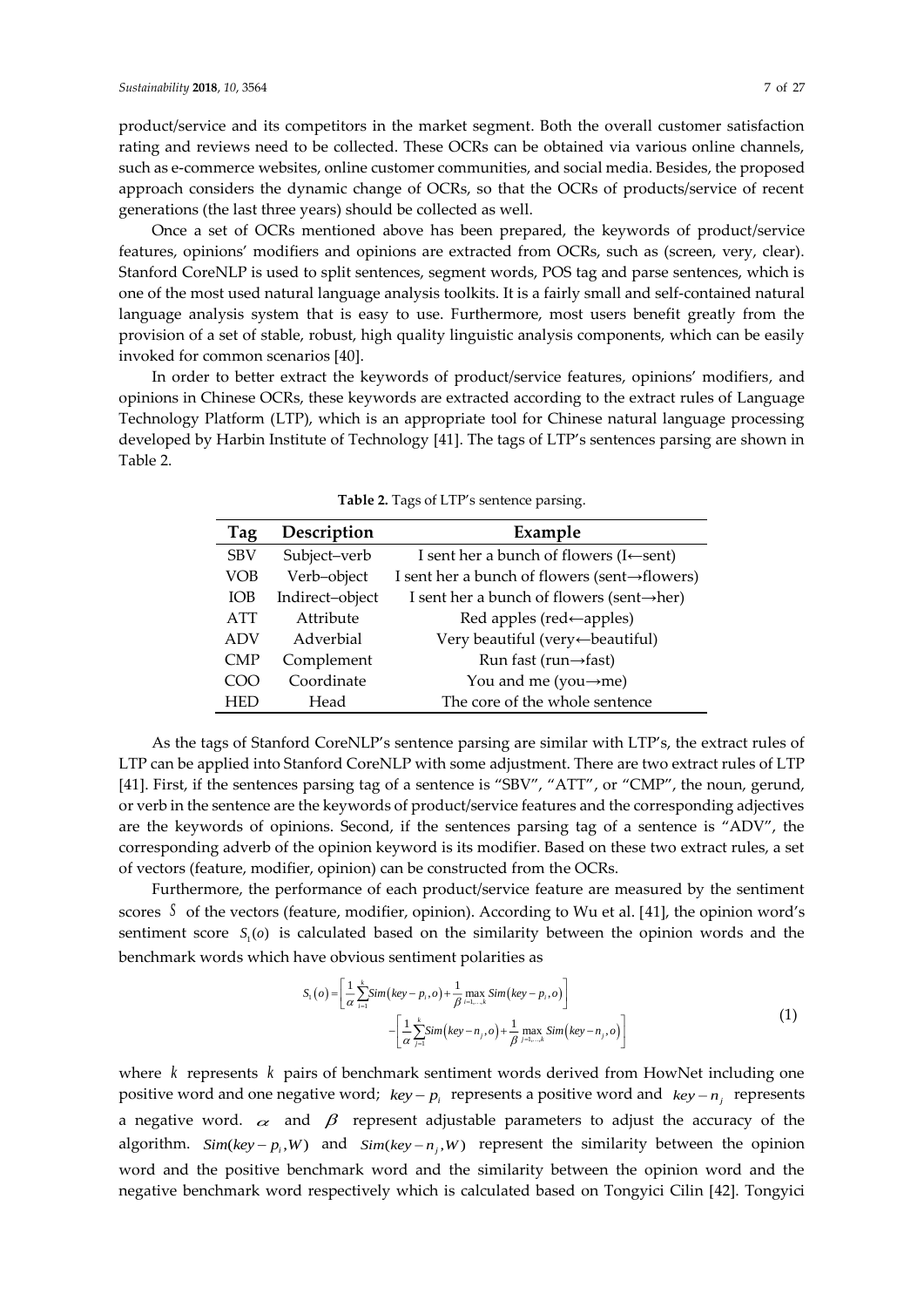product/service and its competitors in the market segment. Both the overall customer satisfaction rating and reviews need to be collected. These OCRs can be obtained via various online channels, such as e-commerce websites, online customer communities, and social media. Besides, the proposed approach considers the dynamic change of OCRs, so that the OCRs of products/service of recent generations (the last three years) should be collected as well.

Once a set of OCRs mentioned above has been prepared, the keywords of product/service features, opinions' modifiers and opinions are extracted from OCRs, such as (screen, very, clear). Stanford CoreNLP is used to split sentences, segment words, POS tag and parse sentences, which is one of the most used natural language analysis toolkits. It is a fairly small and self-contained natural language analysis system that is easy to use. Furthermore, most users benefit greatly from the provision of a set of stable, robust, high quality linguistic analysis components, which can be easily invoked for common scenarios [40].

In order to better extract the keywords of product/service features, opinions' modifiers, and opinions in Chinese OCRs, these keywords are extracted according to the extract rules of Language Technology Platform (LTP), which is an appropriate tool for Chinese natural language processing developed by Harbin Institute of Technology [41]. The tags of LTP's sentences parsing are shown in Table 2.

**Table 2.** Tags of LTP's sentence parsing.

| Tag | Description | Example |
|---|---|---|
| SBV | Subject–verb | I sent her a bunch of flowers (I←sent) |
| VOB | Verb–object | I sent her a bunch of flowers (sent→flowers) |
| IOB | Indirect–object | I sent her a bunch of flowers (sent→her) |
| ATT | Attribute | Red apples (red←apples) |
| ADV | Adverbial | Very beautiful (very←beautiful) |
| CMP | Complement | Run fast (run→fast) |
| COO | Coordinate | You and me (you→me) |
| HED | Head | The core of the whole sentence |

As the tags of Stanford CoreNLP's sentence parsing are similar with LTP's, the extract rules of LTP can be applied into Stanford CoreNLP with some adjustment. There are two extract rules of LTP [41]. First, if the sentences parsing tag of a sentence is "SBV", "ATT", or "CMP", the noun, gerund, or verb in the sentence are the keywords of product/service features and the corresponding adjectives are the keywords of opinions. Second, if the sentences parsing tag of a sentence is "ADV", the corresponding adverb of the opinion keyword is its modifier. Based on these two extract rules, a set of vectors (feature, modifier, opinion) can be constructed from the OCRs.

Furthermore, the performance of each product/service feature are measured by the sentiment scores $S$ of the vectors (feature, modifier, opinion). According to Wu et al. [41], the opinion word's sentiment score $S_1(o)$ is calculated based on the similarity between the opinion words and the benchmark words which have obvious sentiment polarities as

$$S_1(o) = \left[\frac{1}{\alpha}\sum_{i=1}^{k} Sim(key-p_i, o) + \frac{1}{\beta}\max_{i=1,\ldots,k} Sim(key-p_i, o)\right] - \left[\frac{1}{\alpha}\sum_{j=1}^{k} Sim(key-n_j, o) + \frac{1}{\beta}\max_{j=1,\ldots,k} Sim(key-n_j, o)\right] \tag{1}$$

where $k$ represents $k$ pairs of benchmark sentiment words derived from HowNet including one positive word and one negative word; $key-p_i$ represents a positive word and $key-n_j$ represents a negative word. $\alpha$ and $\beta$ represent adjustable parameters to adjust the accuracy of the algorithm. $Sim(key-p_i, W)$ and $Sim(key-n_j, W)$ represent the similarity between the opinion word and the positive benchmark word and the similarity between the opinion word and the negative benchmark word respectively which is calculated based on Tongyici Cilin [42]. Tongyici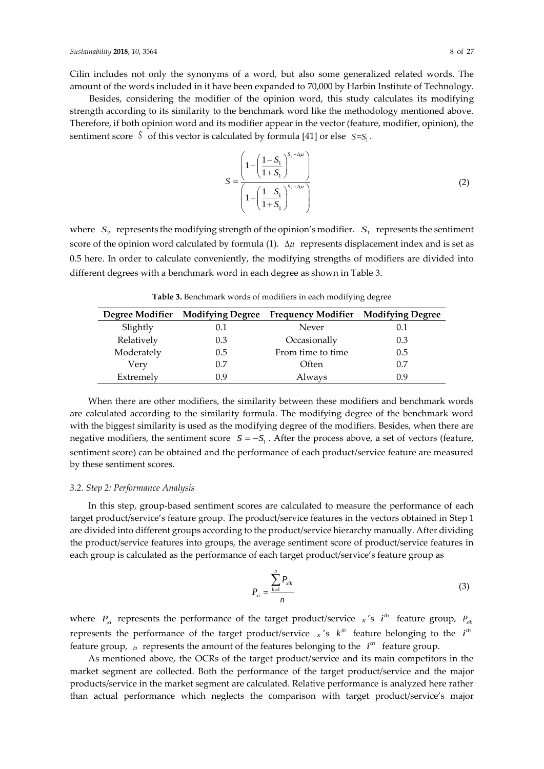Cilin includes not only the synonyms of a word, but also some generalized related words. The amount of the words included in it have been expanded to 70,000 by Harbin Institute of Technology.

Besides, considering the modifier of the opinion word, this study calculates its modifying strength according to its similarity to the benchmark word like the methodology mentioned above. Therefore, if both opinion word and its modifier appear in the vector (feature, modifier, opinion), the sentiment score $S$ of this vector is calculated by formula [41] or else $S = S_1$.

$$S = \frac{\left(1 - \left(\frac{1-S_1}{1+S_1}\right)^{S_2 + \Delta\mu}\right)}{\left(1 + \left(\frac{1-S_1}{1+S_1}\right)^{S_2 + \Delta\mu}\right)} \tag{2}$$

where $S_2$ represents the modifying strength of the opinion's modifier. $S_1$ represents the sentiment score of the opinion word calculated by formula (1). $\Delta\mu$ represents displacement index and is set as 0.5 here. In order to calculate conveniently, the modifying strengths of modifiers are divided into different degrees with a benchmark word in each degree as shown in Table 3.

**Table 3.** Benchmark words of modifiers in each modifying degree

| Degree Modifier | Modifying Degree | Frequency Modifier | Modifying Degree |
|---|---|---|---|
| Slightly | 0.1 | Never | 0.1 |
| Relatively | 0.3 | Occasionally | 0.3 |
| Moderately | 0.5 | From time to time | 0.5 |
| Very | 0.7 | Often | 0.7 |
| Extremely | 0.9 | Always | 0.9 |

When there are other modifiers, the similarity between these modifiers and benchmark words are calculated according to the similarity formula. The modifying degree of the benchmark word with the biggest similarity is used as the modifying degree of the modifiers. Besides, when there are negative modifiers, the sentiment score $S = -S_1$. After the process above, a set of vectors (feature, sentiment score) can be obtained and the performance of each product/service feature are measured by these sentiment scores.

### *3.2. Step 2: Performance Analysis*

In this step, group-based sentiment scores are calculated to measure the performance of each target product/service's feature group. The product/service features in the vectors obtained in Step 1 are divided into different groups according to the product/service hierarchy manually. After dividing the product/service features into groups, the average sentiment score of product/service features in each group is calculated as the performance of each target product/service's feature group as

$$P_{xi} = \frac{\sum_{k=1}^{n} P_{xik}}{n} \tag{3}$$

where $P_{xi}$ represents the performance of the target product/service $x$'s $i^{th}$ feature group, $P_{xik}$ represents the performance of the target product/service $x$'s $k^{th}$ feature belonging to the $i^{th}$ feature group, $n$ represents the amount of the features belonging to the $i^{th}$ feature group.

As mentioned above, the OCRs of the target product/service and its main competitors in the market segment are collected. Both the performance of the target product/service and the major products/service in the market segment are calculated. Relative performance is analyzed here rather than actual performance which neglects the comparison with target product/service's major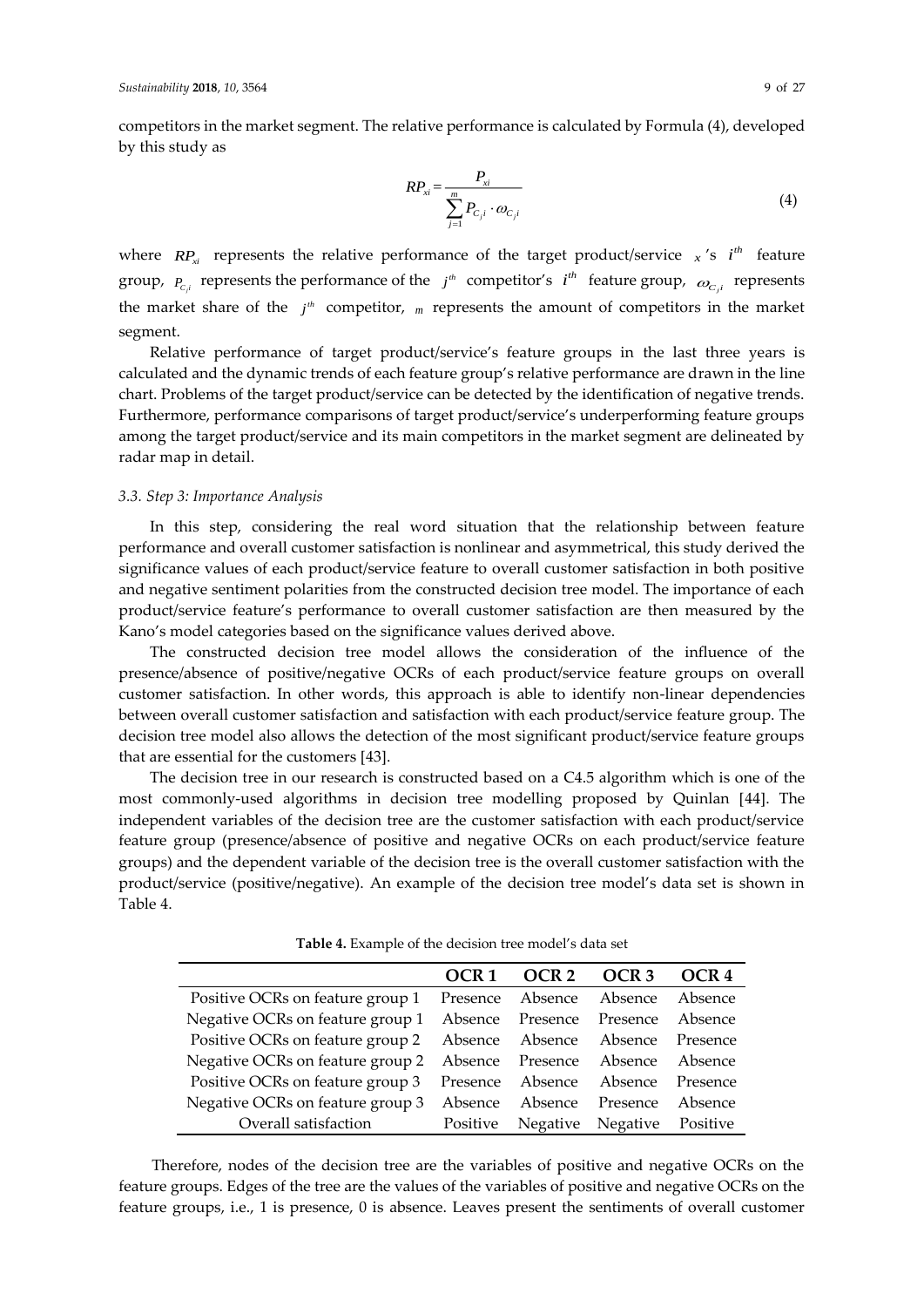competitors in the market segment. The relative performance is calculated by Formula (4), developed by this study as

$$RP_{xi} = \frac{P_{xi}}{\sum_{j=1}^{m} P_{C_j i} \cdot \omega_{C_j i}} \tag{4}$$

where $RP_{xi}$ represents the relative performance of the target product/service $x$'s $i^{th}$ feature group, $P_{C_j i}$ represents the performance of the $j^{th}$ competitor's $i^{th}$ feature group, $\omega_{C_j i}$ represents the market share of the $j^{th}$ competitor, $m$ represents the amount of competitors in the market segment.

Relative performance of target product/service's feature groups in the last three years is calculated and the dynamic trends of each feature group's relative performance are drawn in the line chart. Problems of the target product/service can be detected by the identification of negative trends. Furthermore, performance comparisons of target product/service's underperforming feature groups among the target product/service and its main competitors in the market segment are delineated by radar map in detail.

### 3.3. Step 3: Importance Analysis

In this step, considering the real word situation that the relationship between feature performance and overall customer satisfaction is nonlinear and asymmetrical, this study derived the significance values of each product/service feature to overall customer satisfaction in both positive and negative sentiment polarities from the constructed decision tree model. The importance of each product/service feature's performance to overall customer satisfaction are then measured by the Kano's model categories based on the significance values derived above.

The constructed decision tree model allows the consideration of the influence of the presence/absence of positive/negative OCRs of each product/service feature groups on overall customer satisfaction. In other words, this approach is able to identify non-linear dependencies between overall customer satisfaction and satisfaction with each product/service feature group. The decision tree model also allows the detection of the most significant product/service feature groups that are essential for the customers [43].

The decision tree in our research is constructed based on a C4.5 algorithm which is one of the most commonly-used algorithms in decision tree modelling proposed by Quinlan [44]. The independent variables of the decision tree are the customer satisfaction with each product/service feature group (presence/absence of positive and negative OCRs on each product/service feature groups) and the dependent variable of the decision tree is the overall customer satisfaction with the product/service (positive/negative). An example of the decision tree model's data set is shown in Table 4.

**Table 4.** Example of the decision tree model's data set

| | OCR 1 | OCR 2 | OCR 3 | OCR 4 |
|---|---|---|---|---|
| Positive OCRs on feature group 1 | Presence | Absence | Absence | Absence |
| Negative OCRs on feature group 1 | Absence | Presence | Presence | Absence |
| Positive OCRs on feature group 2 | Absence | Absence | Absence | Presence |
| Negative OCRs on feature group 2 | Absence | Presence | Absence | Absence |
| Positive OCRs on feature group 3 | Presence | Absence | Absence | Presence |
| Negative OCRs on feature group 3 | Absence | Absence | Presence | Absence |
| Overall satisfaction | Positive | Negative | Negative | Positive |

Therefore, nodes of the decision tree are the variables of positive and negative OCRs on the feature groups. Edges of the tree are the values of the variables of positive and negative OCRs on the feature groups, i.e., 1 is presence, 0 is absence. Leaves present the sentiments of overall customer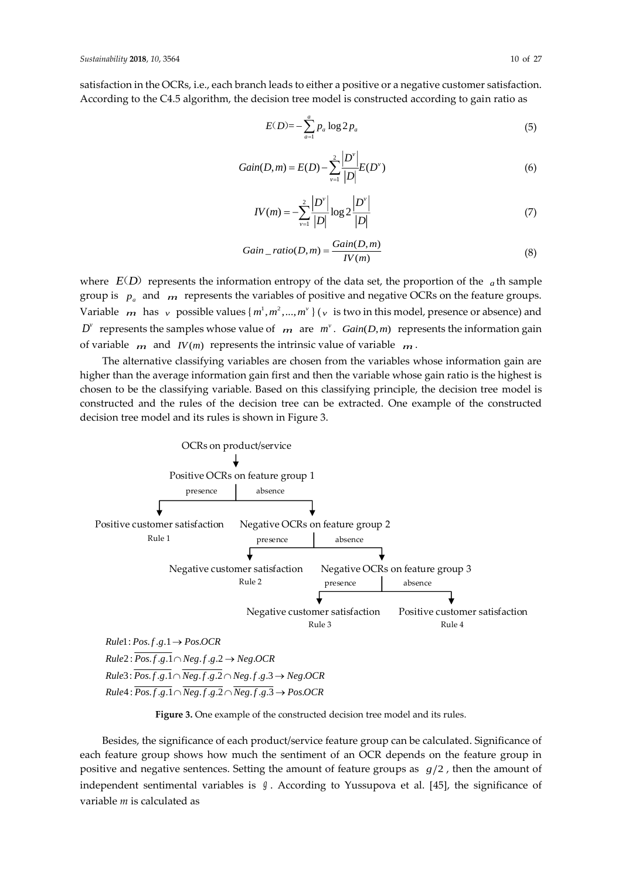satisfaction in the OCRs, i.e., each branch leads to either a positive or a negative customer satisfaction. According to the C4.5 algorithm, the decision tree model is constructed according to gain ratio as

$$E(D) = -\sum_{a=1}^{a} p_a \log 2\, p_a \tag{5}$$

$$Gain(D, m) = E(D) - \sum_{v=1}^{2} \frac{|D^v|}{|D|} E(D^v) \tag{6}$$

$$IV(m) = -\sum_{v=1}^{2} \frac{|D^v|}{|D|} \log 2 \frac{|D^v|}{|D|} \tag{7}$$

$$Gain\_ratio(D, m) = \frac{Gain(D, m)}{IV(m)} \tag{8}$$

where $E(D)$ represents the information entropy of the data set, the proportion of the $a$th sample group is $p_a$ and $m$ represents the variables of positive and negative OCRs on the feature groups. Variable $m$ has $v$ possible values $\{m^1, m^2, \ldots, m^v\}$ ($v$ is two in this model, presence or absence) and $D^v$ represents the samples whose value of $m$ are $m^v$. $Gain(D, m)$ represents the information gain of variable $m$ and $IV(m)$ represents the intrinsic value of variable $m$.

The alternative classifying variables are chosen from the variables whose information gain are higher than the average information gain first and then the variable whose gain ratio is the highest is chosen to be the classifying variable. Based on this classifying principle, the decision tree model is constructed and the rules of the decision tree can be extracted. One example of the constructed decision tree model and its rules is shown in Figure 3.

OCRs on product/service

Positive OCRs on feature group 1 (presence → Positive customer satisfaction, Rule 1; absence → Negative OCRs on feature group 2)

Negative OCRs on feature group 2 (presence → Negative customer satisfaction, Rule 2; absence → Negative OCRs on feature group 3)

Negative OCRs on feature group 3 (presence → Negative customer satisfaction, Rule 3; absence → Positive customer satisfaction, Rule 4)

$Rule1: Pos.f.g.1 \rightarrow Pos.OCR$

$Rule2: \overline{Pos.f.g.1} \cap Neg.f.g.2 \rightarrow Neg.OCR$

$Rule3: \overline{Pos.f.g.1} \cap \overline{Neg.f.g.2} \cap Neg.f.g.3 \rightarrow Neg.OCR$

$Rule4: \overline{Pos.f.g.1} \cap \overline{Neg.f.g.2} \cap \overline{Neg.f.g.3} \rightarrow Pos.OCR$

**Figure 3.** One example of the constructed decision tree model and its rules.

Besides, the significance of each product/service feature group can be calculated. Significance of each feature group shows how much the sentiment of an OCR depends on the feature group in positive and negative sentences. Setting the amount of feature groups as $g/2$, then the amount of independent sentimental variables is $g$. According to Yussupova et al. [45], the significance of variable $m$ is calculated as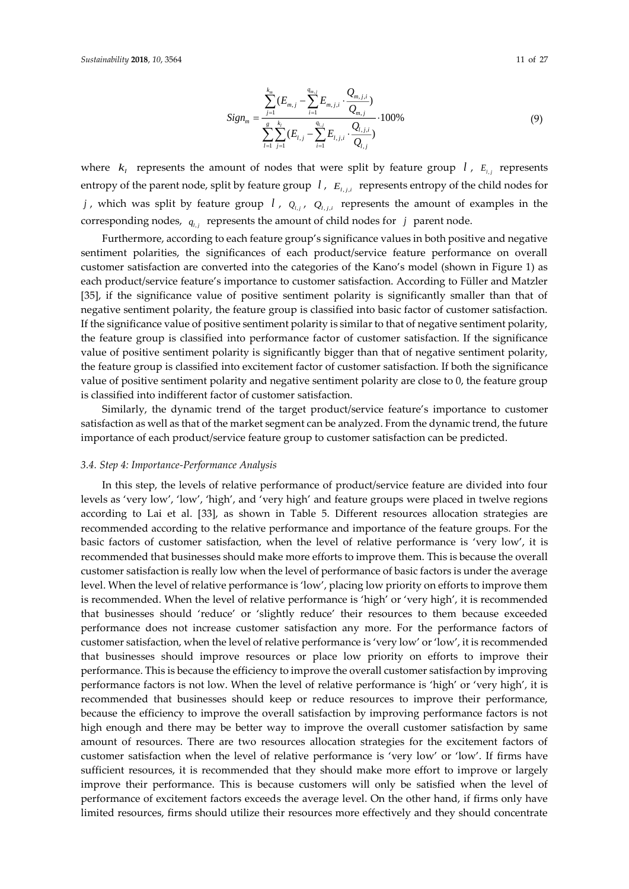$$Sign_m = \frac{\sum_{j=1}^{k_m}(E_{m,j} - \sum_{i=1}^{q_{m,j}} E_{m,j,i} \cdot \frac{Q_{m,j,i}}{Q_{m,j}})}{\sum_{l=1}^{g}\sum_{j=1}^{k_l}(E_{l,j} - \sum_{i=1}^{q_{l,j}} E_{l,j,i} \cdot \frac{Q_{l,j,i}}{Q_{l,j}})} \cdot 100\% \tag{9}$$

where $k_l$ represents the amount of nodes that were split by feature group $l$, $E_{l,j}$ represents entropy of the parent node, split by feature group $l$, $E_{l,j,i}$ represents entropy of the child nodes for $j$, which was split by feature group $l$, $Q_{l,j}$, $Q_{l,j,i}$ represents the amount of examples in the corresponding nodes, $q_{l,j}$ represents the amount of child nodes for $j$ parent node.

Furthermore, according to each feature group's significance values in both positive and negative sentiment polarities, the significances of each product/service feature performance on overall customer satisfaction are converted into the categories of the Kano's model (shown in Figure 1) as each product/service feature's importance to customer satisfaction. According to Füller and Matzler [35], if the significance value of positive sentiment polarity is significantly smaller than that of negative sentiment polarity, the feature group is classified into basic factor of customer satisfaction. If the significance value of positive sentiment polarity is similar to that of negative sentiment polarity, the feature group is classified into performance factor of customer satisfaction. If the significance value of positive sentiment polarity is significantly bigger than that of negative sentiment polarity, the feature group is classified into excitement factor of customer satisfaction. If both the significance value of positive sentiment polarity and negative sentiment polarity are close to 0, the feature group is classified into indifferent factor of customer satisfaction.

Similarly, the dynamic trend of the target product/service feature's importance to customer satisfaction as well as that of the market segment can be analyzed. From the dynamic trend, the future importance of each product/service feature group to customer satisfaction can be predicted.

### *3.4. Step 4: Importance-Performance Analysis*

In this step, the levels of relative performance of product/service feature are divided into four levels as 'very low', 'low', 'high', and 'very high' and feature groups were placed in twelve regions according to Lai et al. [33], as shown in Table 5. Different resources allocation strategies are recommended according to the relative performance and importance of the feature groups. For the basic factors of customer satisfaction, when the level of relative performance is 'very low', it is recommended that businesses should make more efforts to improve them. This is because the overall customer satisfaction is really low when the level of performance of basic factors is under the average level. When the level of relative performance is 'low', placing low priority on efforts to improve them is recommended. When the level of relative performance is 'high' or 'very high', it is recommended that businesses should 'reduce' or 'slightly reduce' their resources to them because exceeded performance does not increase customer satisfaction any more. For the performance factors of customer satisfaction, when the level of relative performance is 'very low' or 'low', it is recommended that businesses should improve resources or place low priority on efforts to improve their performance. This is because the efficiency to improve the overall customer satisfaction by improving performance factors is not low. When the level of relative performance is 'high' or 'very high', it is recommended that businesses should keep or reduce resources to improve their performance, because the efficiency to improve the overall satisfaction by improving performance factors is not high enough and there may be better way to improve the overall customer satisfaction by same amount of resources. There are two resources allocation strategies for the excitement factors of customer satisfaction when the level of relative performance is 'very low' or 'low'. If firms have sufficient resources, it is recommended that they should make more effort to improve or largely improve their performance. This is because customers will only be satisfied when the level of performance of excitement factors exceeds the average level. On the other hand, if firms only have limited resources, firms should utilize their resources more effectively and they should concentrate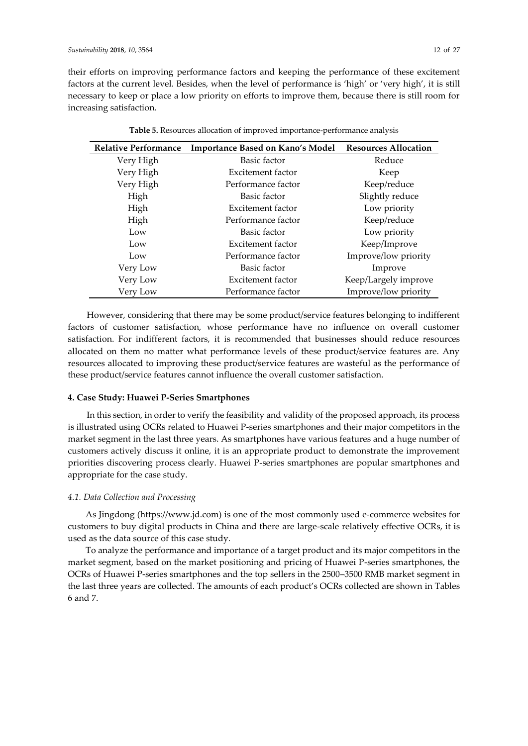their efforts on improving performance factors and keeping the performance of these excitement factors at the current level. Besides, when the level of performance is 'high' or 'very high', it is still necessary to keep or place a low priority on efforts to improve them, because there is still room for increasing satisfaction.

**Table 5.** Resources allocation of improved importance-performance analysis

| Relative Performance | Importance Based on Kano's Model | Resources Allocation |
|---|---|---|
| Very High | Basic factor | Reduce |
| Very High | Excitement factor | Keep |
| Very High | Performance factor | Keep/reduce |
| High | Basic factor | Slightly reduce |
| High | Excitement factor | Low priority |
| High | Performance factor | Keep/reduce |
| Low | Basic factor | Low priority |
| Low | Excitement factor | Keep/Improve |
| Low | Performance factor | Improve/low priority |
| Very Low | Basic factor | Improve |
| Very Low | Excitement factor | Keep/Largely improve |
| Very Low | Performance factor | Improve/low priority |

However, considering that there may be some product/service features belonging to indifferent factors of customer satisfaction, whose performance have no influence on overall customer satisfaction. For indifferent factors, it is recommended that businesses should reduce resources allocated on them no matter what performance levels of these product/service features are. Any resources allocated to improving these product/service features are wasteful as the performance of these product/service features cannot influence the overall customer satisfaction.

## 4. Case Study: Huawei P-Series Smartphones

In this section, in order to verify the feasibility and validity of the proposed approach, its process is illustrated using OCRs related to Huawei P-series smartphones and their major competitors in the market segment in the last three years. As smartphones have various features and a huge number of customers actively discuss it online, it is an appropriate product to demonstrate the improvement priorities discovering process clearly. Huawei P-series smartphones are popular smartphones and appropriate for the case study.

### *4.1. Data Collection and Processing*

As Jingdong (https://www.jd.com) is one of the most commonly used e-commerce websites for customers to buy digital products in China and there are large-scale relatively effective OCRs, it is used as the data source of this case study.

To analyze the performance and importance of a target product and its major competitors in the market segment, based on the market positioning and pricing of Huawei P-series smartphones, the OCRs of Huawei P-series smartphones and the top sellers in the 2500–3500 RMB market segment in the last three years are collected. The amounts of each product's OCRs collected are shown in Tables 6 and 7.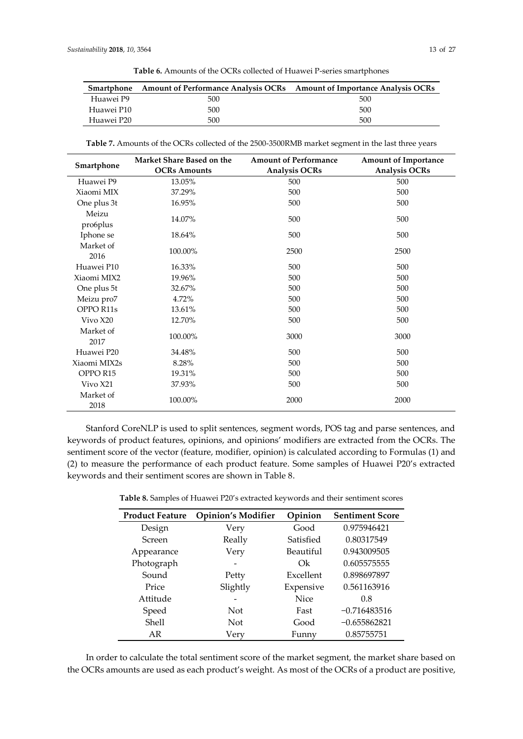**Table 6.** Amounts of the OCRs collected of Huawei P-series smartphones

| Smartphone | Amount of Performance Analysis OCRs | Amount of Importance Analysis OCRs |
|---|---|---|
| Huawei P9 | 500 | 500 |
| Huawei P10 | 500 | 500 |
| Huawei P20 | 500 | 500 |

**Table 7.** Amounts of the OCRs collected of the 2500-3500RMB market segment in the last three years

| Smartphone | Market Share Based on the OCRs Amounts | Amount of Performance Analysis OCRs | Amount of Importance Analysis OCRs |
|---|---|---|---|
| Huawei P9 | 13.05% | 500 | 500 |
| Xiaomi MIX | 37.29% | 500 | 500 |
| One plus 3t | 16.95% | 500 | 500 |
| Meizu pro6plus | 14.07% | 500 | 500 |
| Iphone se | 18.64% | 500 | 500 |
| Market of 2016 | 100.00% | 2500 | 2500 |
| Huawei P10 | 16.33% | 500 | 500 |
| Xiaomi MIX2 | 19.96% | 500 | 500 |
| One plus 5t | 32.67% | 500 | 500 |
| Meizu pro7 | 4.72% | 500 | 500 |
| OPPO R11s | 13.61% | 500 | 500 |
| Vivo X20 | 12.70% | 500 | 500 |
| Market of 2017 | 100.00% | 3000 | 3000 |
| Huawei P20 | 34.48% | 500 | 500 |
| Xiaomi MIX2s | 8.28% | 500 | 500 |
| OPPO R15 | 19.31% | 500 | 500 |
| Vivo X21 | 37.93% | 500 | 500 |
| Market of 2018 | 100.00% | 2000 | 2000 |

Stanford CoreNLP is used to split sentences, segment words, POS tag and parse sentences, and keywords of product features, opinions, and opinions' modifiers are extracted from the OCRs. The sentiment score of the vector (feature, modifier, opinion) is calculated according to Formulas (1) and (2) to measure the performance of each product feature. Some samples of Huawei P20's extracted keywords and their sentiment scores are shown in Table 8.

**Table 8.** Samples of Huawei P20's extracted keywords and their sentiment scores

| Product Feature | Opinion's Modifier | Opinion | Sentiment Score |
|---|---|---|---|
| Design | Very | Good | 0.975946421 |
| Screen | Really | Satisfied | 0.80317549 |
| Appearance | Very | Beautiful | 0.943009505 |
| Photograph | - | Ok | 0.605575555 |
| Sound | Petty | Excellent | 0.898697897 |
| Price | Slightly | Expensive | 0.561163916 |
| Attitude | - | Nice | 0.8 |
| Speed | Not | Fast | −0.716483516 |
| Shell | Not | Good | −0.655862821 |
| AR | Very | Funny | 0.85755751 |

In order to calculate the total sentiment score of the market segment, the market share based on the OCRs amounts are used as each product's weight. As most of the OCRs of a product are positive,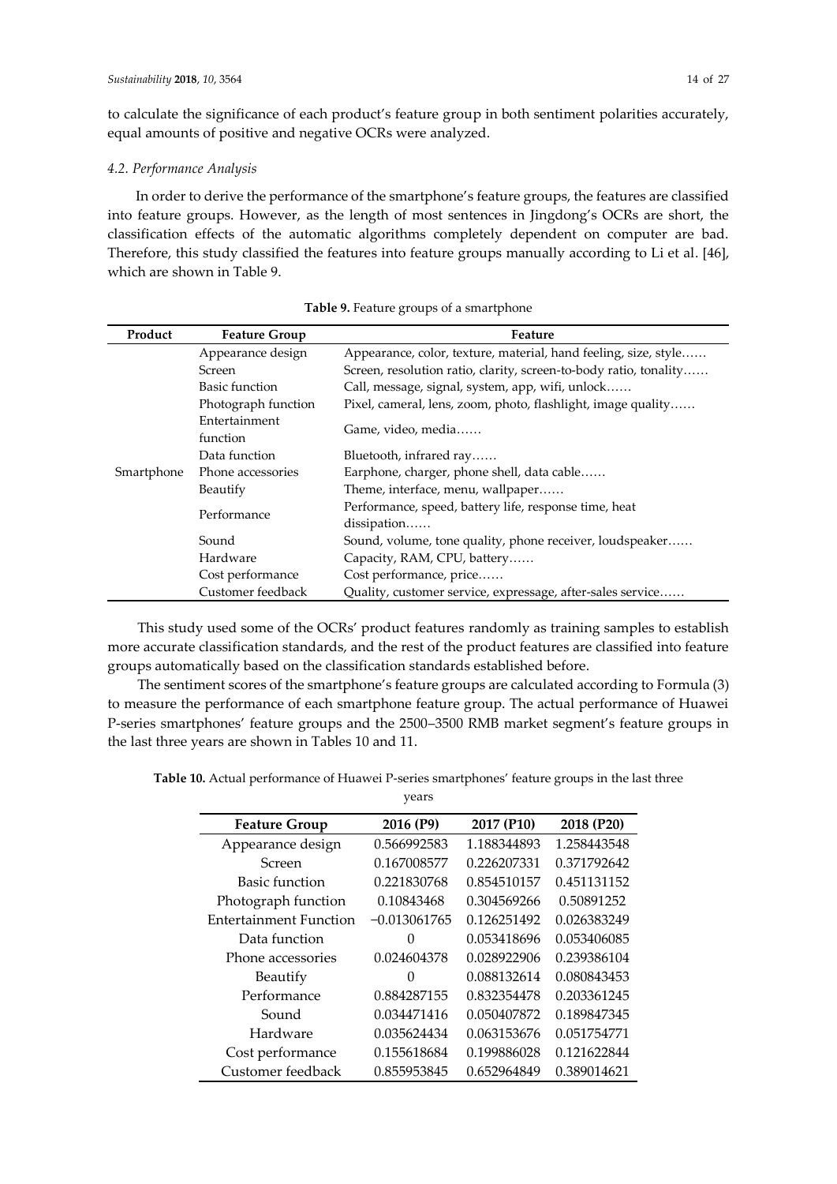to calculate the significance of each product's feature group in both sentiment polarities accurately, equal amounts of positive and negative OCRs were analyzed.

### *4.2. Performance Analysis*

In order to derive the performance of the smartphone's feature groups, the features are classified into feature groups. However, as the length of most sentences in Jingdong's OCRs are short, the classification effects of the automatic algorithms completely dependent on computer are bad. Therefore, this study classified the features into feature groups manually according to Li et al. [46], which are shown in Table 9.

**Table 9.** Feature groups of a smartphone

| Product | Feature Group | Feature |
|---|---|---|
| Smartphone | Appearance design | Appearance, color, texture, material, hand feeling, size, style…… |
| | Screen | Screen, resolution ratio, clarity, screen-to-body ratio, tonality…… |
| | Basic function | Call, message, signal, system, app, wifi, unlock…… |
| | Photograph function | Pixel, cameral, lens, zoom, photo, flashlight, image quality…… |
| | Entertainment function | Game, video, media…… |
| | Data function | Bluetooth, infrared ray…… |
| | Phone accessories | Earphone, charger, phone shell, data cable…… |
| | Beautify | Theme, interface, menu, wallpaper…… |
| | Performance | Performance, speed, battery life, response time, heat dissipation…… |
| | Sound | Sound, volume, tone quality, phone receiver, loudspeaker…… |
| | Hardware | Capacity, RAM, CPU, battery…… |
| | Cost performance | Cost performance, price…… |
| | Customer feedback | Quality, customer service, expressage, after-sales service…… |

This study used some of the OCRs' product features randomly as training samples to establish more accurate classification standards, and the rest of the product features are classified into feature groups automatically based on the classification standards established before.

The sentiment scores of the smartphone's feature groups are calculated according to Formula (3) to measure the performance of each smartphone feature group. The actual performance of Huawei P-series smartphones' feature groups and the 2500–3500 RMB market segment's feature groups in the last three years are shown in Tables 10 and 11.

**Table 10.** Actual performance of Huawei P-series smartphones' feature groups in the last three years

| Feature Group | 2016 (P9) | 2017 (P10) | 2018 (P20) |
|---|---|---|---|
| Appearance design | 0.566992583 | 1.188344893 | 1.258443548 |
| Screen | 0.167008577 | 0.226207331 | 0.371792642 |
| Basic function | 0.221830768 | 0.854510157 | 0.451131152 |
| Photograph function | 0.10843468 | 0.304569266 | 0.50891252 |
| Entertainment Function | −0.013061765 | 0.126251492 | 0.026383249 |
| Data function | 0 | 0.053418696 | 0.053406085 |
| Phone accessories | 0.024604378 | 0.028922906 | 0.239386104 |
| Beautify | 0 | 0.088132614 | 0.080843453 |
| Performance | 0.884287155 | 0.832354478 | 0.203361245 |
| Sound | 0.034471416 | 0.050407872 | 0.189847345 |
| Hardware | 0.035624434 | 0.063153676 | 0.051754771 |
| Cost performance | 0.155618684 | 0.199886028 | 0.121622844 |
| Customer feedback | 0.855953845 | 0.652964849 | 0.389014621 |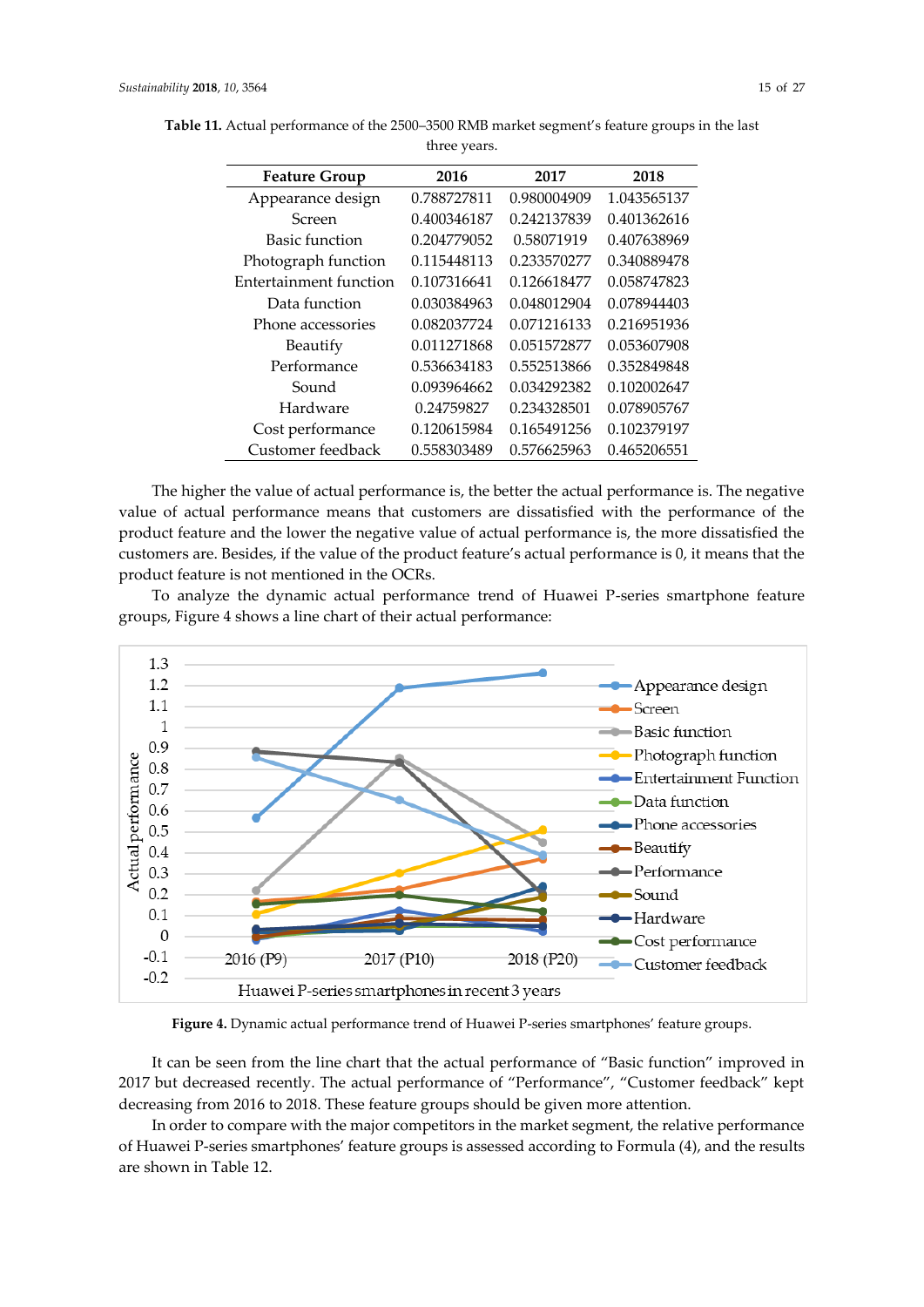**Table 11.** Actual performance of the 2500–3500 RMB market segment's feature groups in the last three years.

| Feature Group | 2016 | 2017 | 2018 |
|---|---|---|---|
| Appearance design | 0.788727811 | 0.980004909 | 1.043565137 |
| Screen | 0.400346187 | 0.242137839 | 0.401362616 |
| Basic function | 0.204779052 | 0.58071919 | 0.407638969 |
| Photograph function | 0.115448113 | 0.233570277 | 0.340889478 |
| Entertainment function | 0.107316641 | 0.126618477 | 0.058747823 |
| Data function | 0.030384963 | 0.048012904 | 0.078944403 |
| Phone accessories | 0.082037724 | 0.071216133 | 0.216951936 |
| Beautify | 0.011271868 | 0.051572877 | 0.053607908 |
| Performance | 0.536634183 | 0.552513866 | 0.352849848 |
| Sound | 0.093964662 | 0.034292382 | 0.102002647 |
| Hardware | 0.24759827 | 0.234328501 | 0.078905767 |
| Cost performance | 0.120615984 | 0.165491256 | 0.102379197 |
| Customer feedback | 0.558303489 | 0.576625963 | 0.465206551 |

The higher the value of actual performance is, the better the actual performance is. The negative value of actual performance means that customers are dissatisfied with the performance of the product feature and the lower the negative value of actual performance is, the more dissatisfied the customers are. Besides, if the value of the product feature's actual performance is 0, it means that the product feature is not mentioned in the OCRs.

To analyze the dynamic actual performance trend of Huawei P-series smartphone feature groups, Figure 4 shows a line chart of their actual performance:

**Figure 4.** Dynamic actual performance trend of Huawei P-series smartphones' feature groups.

It can be seen from the line chart that the actual performance of "Basic function" improved in 2017 but decreased recently. The actual performance of "Performance", "Customer feedback" kept decreasing from 2016 to 2018. These feature groups should be given more attention.

In order to compare with the major competitors in the market segment, the relative performance of Huawei P-series smartphones' feature groups is assessed according to Formula (4), and the results are shown in Table 12.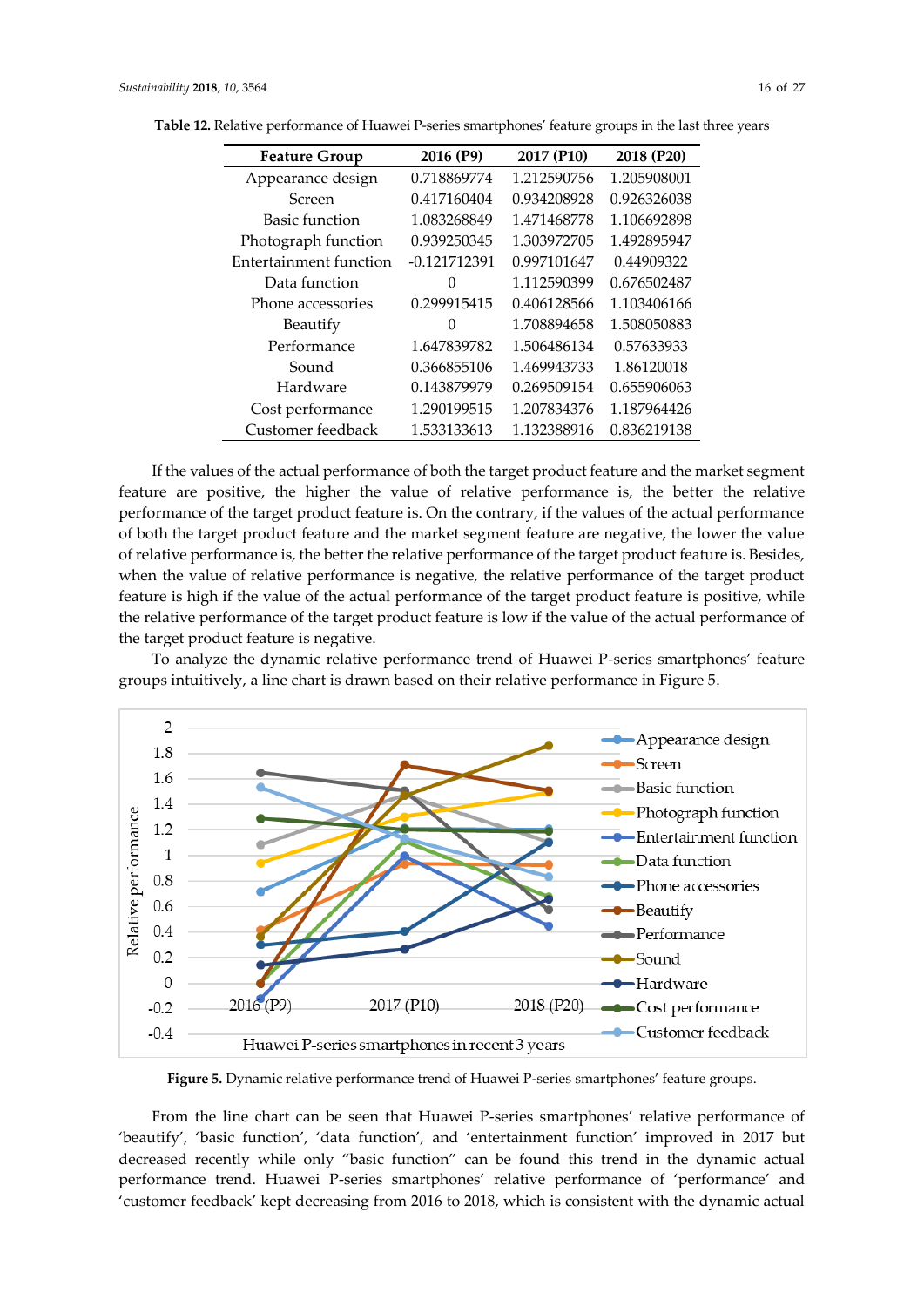**Table 12.** Relative performance of Huawei P-series smartphones' feature groups in the last three years

| Feature Group | 2016 (P9) | 2017 (P10) | 2018 (P20) |
|---|---|---|---|
| Appearance design | 0.718869774 | 1.212590756 | 1.205908001 |
| Screen | 0.417160404 | 0.934208928 | 0.926326038 |
| Basic function | 1.083268849 | 1.471468778 | 1.106692898 |
| Photograph function | 0.939250345 | 1.303972705 | 1.492895947 |
| Entertainment function | -0.121712391 | 0.997101647 | 0.44909322 |
| Data function | 0 | 1.112590399 | 0.676502487 |
| Phone accessories | 0.299915415 | 0.406128566 | 1.103406166 |
| Beautify | 0 | 1.708894658 | 1.508050883 |
| Performance | 1.647839782 | 1.506486134 | 0.57633933 |
| Sound | 0.366855106 | 1.469943733 | 1.86120018 |
| Hardware | 0.143879979 | 0.269509154 | 0.655906063 |
| Cost performance | 1.290199515 | 1.207834376 | 1.187964426 |
| Customer feedback | 1.533133613 | 1.132388916 | 0.836219138 |

If the values of the actual performance of both the target product feature and the market segment feature are positive, the higher the value of relative performance is, the better the relative performance of the target product feature is. On the contrary, if the values of the actual performance of both the target product feature and the market segment feature are negative, the lower the value of relative performance is, the better the relative performance of the target product feature is. Besides, when the value of relative performance is negative, the relative performance of the target product feature is high if the value of the actual performance of the target product feature is positive, while the relative performance of the target product feature is low if the value of the actual performance of the target product feature is negative.

To analyze the dynamic relative performance trend of Huawei P-series smartphones' feature groups intuitively, a line chart is drawn based on their relative performance in Figure 5.

**Figure 5.** Dynamic relative performance trend of Huawei P-series smartphones' feature groups.

From the line chart can be seen that Huawei P-series smartphones' relative performance of 'beautify', 'basic function', 'data function', and 'entertainment function' improved in 2017 but decreased recently while only "basic function" can be found this trend in the dynamic actual performance trend. Huawei P-series smartphones' relative performance of 'performance' and 'customer feedback' kept decreasing from 2016 to 2018, which is consistent with the dynamic actual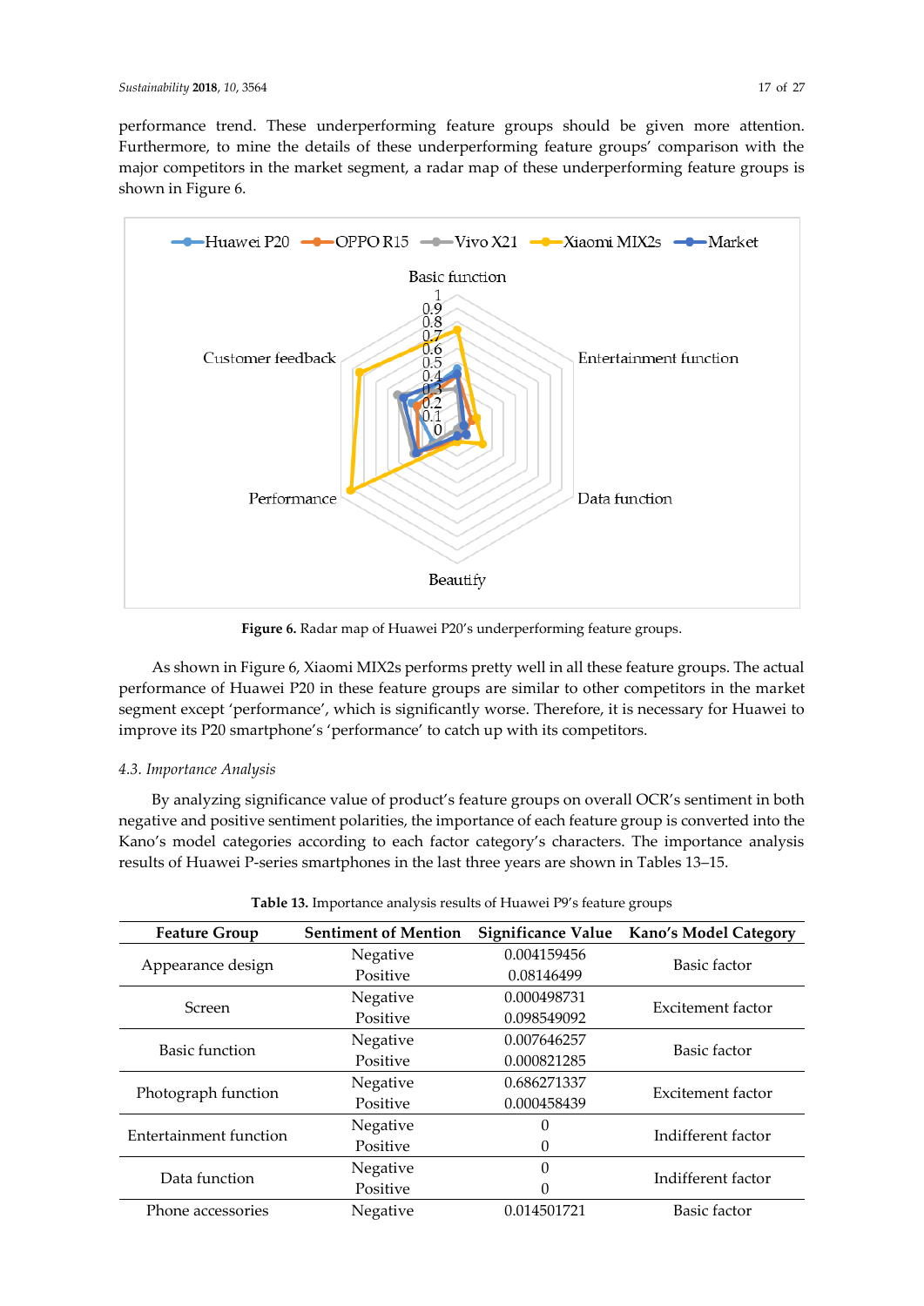performance trend. These underperforming feature groups should be given more attention. Furthermore, to mine the details of these underperforming feature groups' comparison with the major competitors in the market segment, a radar map of these underperforming feature groups is shown in Figure 6.

**Figure 6.** Radar map of Huawei P20's underperforming feature groups.

As shown in Figure 6, Xiaomi MIX2s performs pretty well in all these feature groups. The actual performance of Huawei P20 in these feature groups are similar to other competitors in the market segment except 'performance', which is significantly worse. Therefore, it is necessary for Huawei to improve its P20 smartphone's 'performance' to catch up with its competitors.

### 4.3. Importance Analysis

By analyzing significance value of product's feature groups on overall OCR's sentiment in both negative and positive sentiment polarities, the importance of each feature group is converted into the Kano's model categories according to each factor category's characters. The importance analysis results of Huawei P-series smartphones in the last three years are shown in Tables 13–15.

**Table 13.** Importance analysis results of Huawei P9's feature groups

| Feature Group | Sentiment of Mention | Significance Value | Kano's Model Category |
|---|---|---|---|
| Appearance design | Negative | 0.004159456 | Basic factor |
| | Positive | 0.08146499 | |
| Screen | Negative | 0.000498731 | Excitement factor |
| | Positive | 0.098549092 | |
| Basic function | Negative | 0.007646257 | Basic factor |
| | Positive | 0.000821285 | |
| Photograph function | Negative | 0.686271337 | Excitement factor |
| | Positive | 0.000458439 | |
| Entertainment function | Negative | 0 | Indifferent factor |
| | Positive | 0 | |
| Data function | Negative | 0 | Indifferent factor |
| | Positive | 0 | |
| Phone accessories | Negative | 0.014501721 | Basic factor |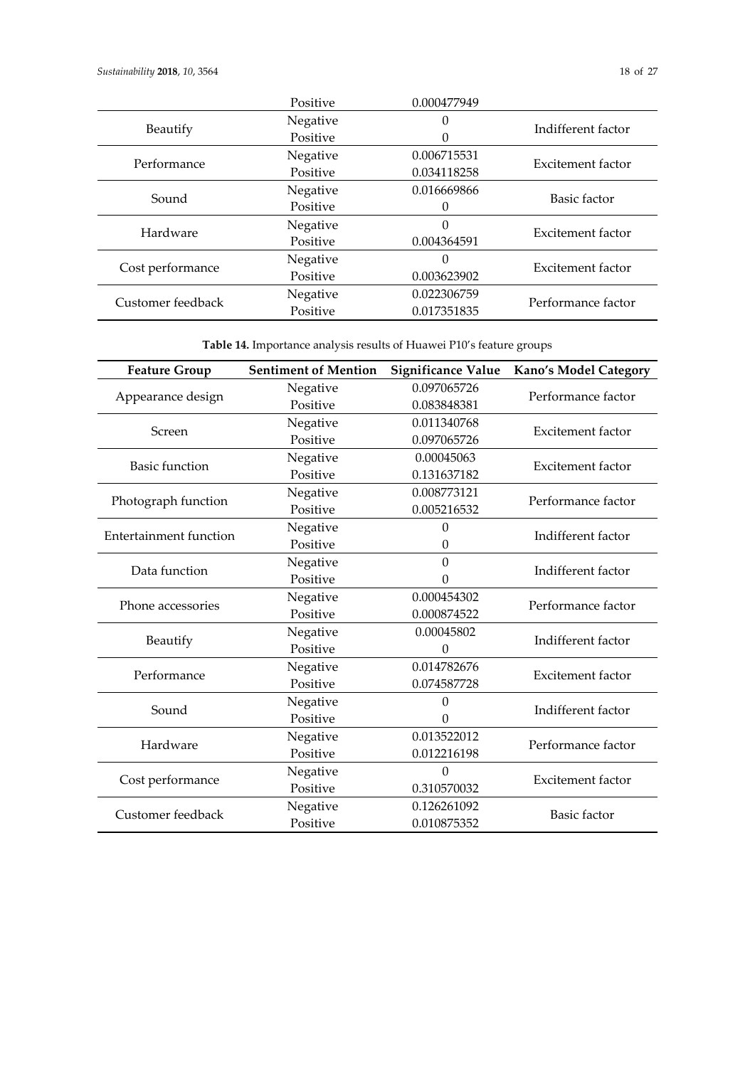| | Positive | 0.000477949 | |
|---|---|---|---|
| Beautify | Negative | 0 | Indifferent factor |
| | Positive | 0 | |
| Performance | Negative | 0.006715531 | Excitement factor |
| | Positive | 0.034118258 | |
| Sound | Negative | 0.016669866 | Basic factor |
| | Positive | 0 | |
| Hardware | Negative | 0 | Excitement factor |
| | Positive | 0.004364591 | |
| Cost performance | Negative | 0 | Excitement factor |
| | Positive | 0.003623902 | |
| Customer feedback | Negative | 0.022306759 | Performance factor |
| | Positive | 0.017351835 | |

**Table 14.** Importance analysis results of Huawei P10's feature groups

| Feature Group | Sentiment of Mention | Significance Value | Kano's Model Category |
|---|---|---|---|
| Appearance design | Negative | 0.097065726 | Performance factor |
| | Positive | 0.083848381 | |
| Screen | Negative | 0.011340768 | Excitement factor |
| | Positive | 0.097065726 | |
| Basic function | Negative | 0.00045063 | Excitement factor |
| | Positive | 0.131637182 | |
| Photograph function | Negative | 0.008773121 | Performance factor |
| | Positive | 0.005216532 | |
| Entertainment function | Negative | 0 | Indifferent factor |
| | Positive | 0 | |
| Data function | Negative | 0 | Indifferent factor |
| | Positive | 0 | |
| Phone accessories | Negative | 0.000454302 | Performance factor |
| | Positive | 0.000874522 | |
| Beautify | Negative | 0.00045802 | Indifferent factor |
| | Positive | 0 | |
| Performance | Negative | 0.014782676 | Excitement factor |
| | Positive | 0.074587728 | |
| Sound | Negative | 0 | Indifferent factor |
| | Positive | 0 | |
| Hardware | Negative | 0.013522012 | Performance factor |
| | Positive | 0.012216198 | |
| Cost performance | Negative | 0 | Excitement factor |
| | Positive | 0.310570032 | |
| Customer feedback | Negative | 0.126261092 | Basic factor |
| | Positive | 0.010875352 | |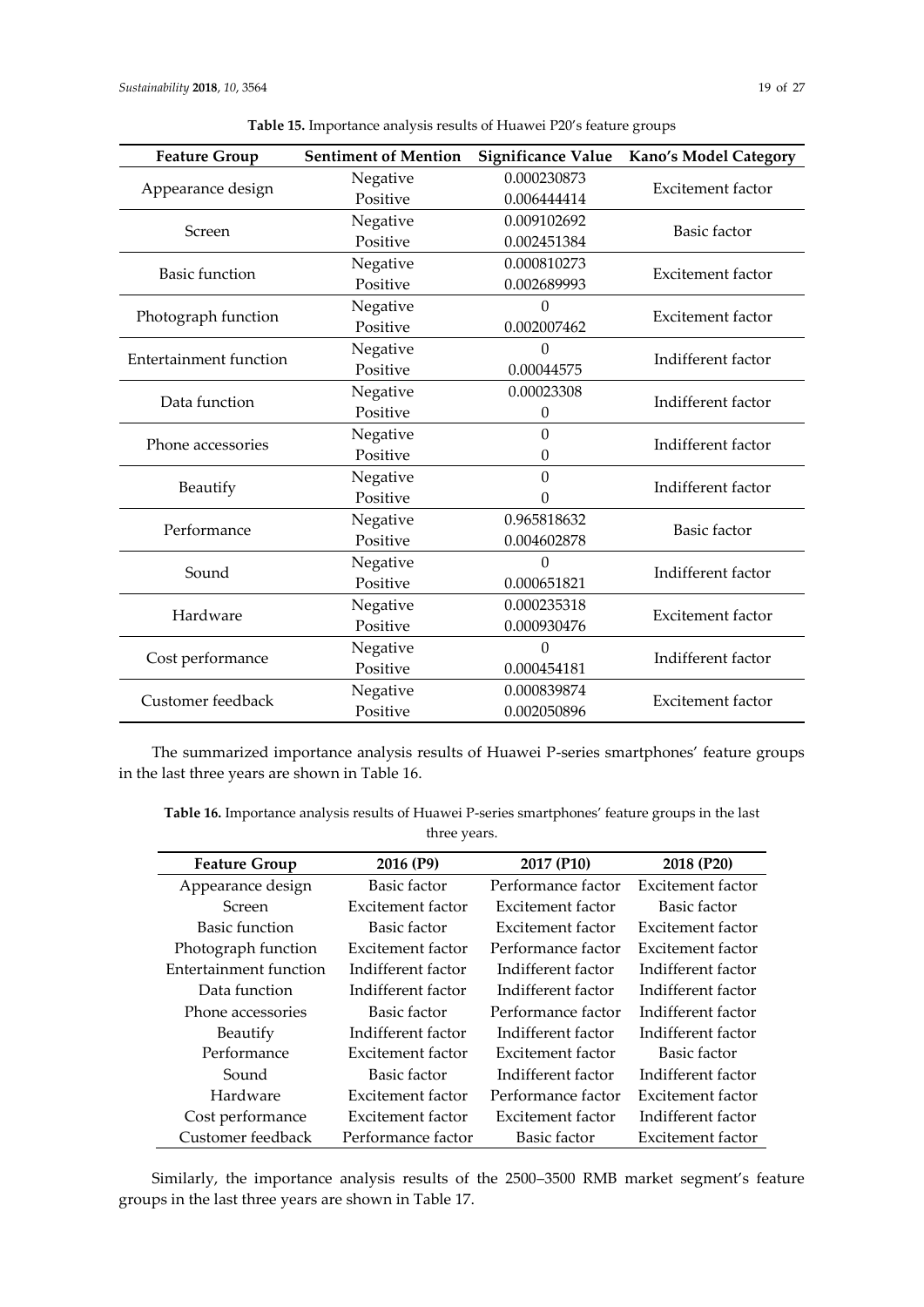**Table 15.** Importance analysis results of Huawei P20's feature groups

| Feature Group | Sentiment of Mention | Significance Value | Kano's Model Category |
|---|---|---|---|
| Appearance design | Negative | 0.000230873 | Excitement factor |
| | Positive | 0.006444414 | |
| Screen | Negative | 0.009102692 | Basic factor |
| | Positive | 0.002451384 | |
| Basic function | Negative | 0.000810273 | Excitement factor |
| | Positive | 0.002689993 | |
| Photograph function | Negative | 0 | Excitement factor |
| | Positive | 0.002007462 | |
| Entertainment function | Negative | 0 | Indifferent factor |
| | Positive | 0.00044575 | |
| Data function | Negative | 0.00023308 | Indifferent factor |
| | Positive | 0 | |
| Phone accessories | Negative | 0 | Indifferent factor |
| | Positive | 0 | |
| Beautify | Negative | 0 | Indifferent factor |
| | Positive | 0 | |
| Performance | Negative | 0.965818632 | Basic factor |
| | Positive | 0.004602878 | |
| Sound | Negative | 0 | Indifferent factor |
| | Positive | 0.000651821 | |
| Hardware | Negative | 0.000235318 | Excitement factor |
| | Positive | 0.000930476 | |
| Cost performance | Negative | 0 | Indifferent factor |
| | Positive | 0.000454181 | |
| Customer feedback | Negative | 0.000839874 | Excitement factor |
| | Positive | 0.002050896 | |

The summarized importance analysis results of Huawei P-series smartphones' feature groups in the last three years are shown in Table 16.

**Table 16.** Importance analysis results of Huawei P-series smartphones' feature groups in the last three years.

| Feature Group | 2016 (P9) | 2017 (P10) | 2018 (P20) |
|---|---|---|---|
| Appearance design | Basic factor | Performance factor | Excitement factor |
| Screen | Excitement factor | Excitement factor | Basic factor |
| Basic function | Basic factor | Excitement factor | Excitement factor |
| Photograph function | Excitement factor | Performance factor | Excitement factor |
| Entertainment function | Indifferent factor | Indifferent factor | Indifferent factor |
| Data function | Indifferent factor | Indifferent factor | Indifferent factor |
| Phone accessories | Basic factor | Performance factor | Indifferent factor |
| Beautify | Indifferent factor | Indifferent factor | Indifferent factor |
| Performance | Excitement factor | Excitement factor | Basic factor |
| Sound | Basic factor | Indifferent factor | Indifferent factor |
| Hardware | Excitement factor | Performance factor | Excitement factor |
| Cost performance | Excitement factor | Excitement factor | Indifferent factor |
| Customer feedback | Performance factor | Basic factor | Excitement factor |

Similarly, the importance analysis results of the 2500–3500 RMB market segment's feature groups in the last three years are shown in Table 17.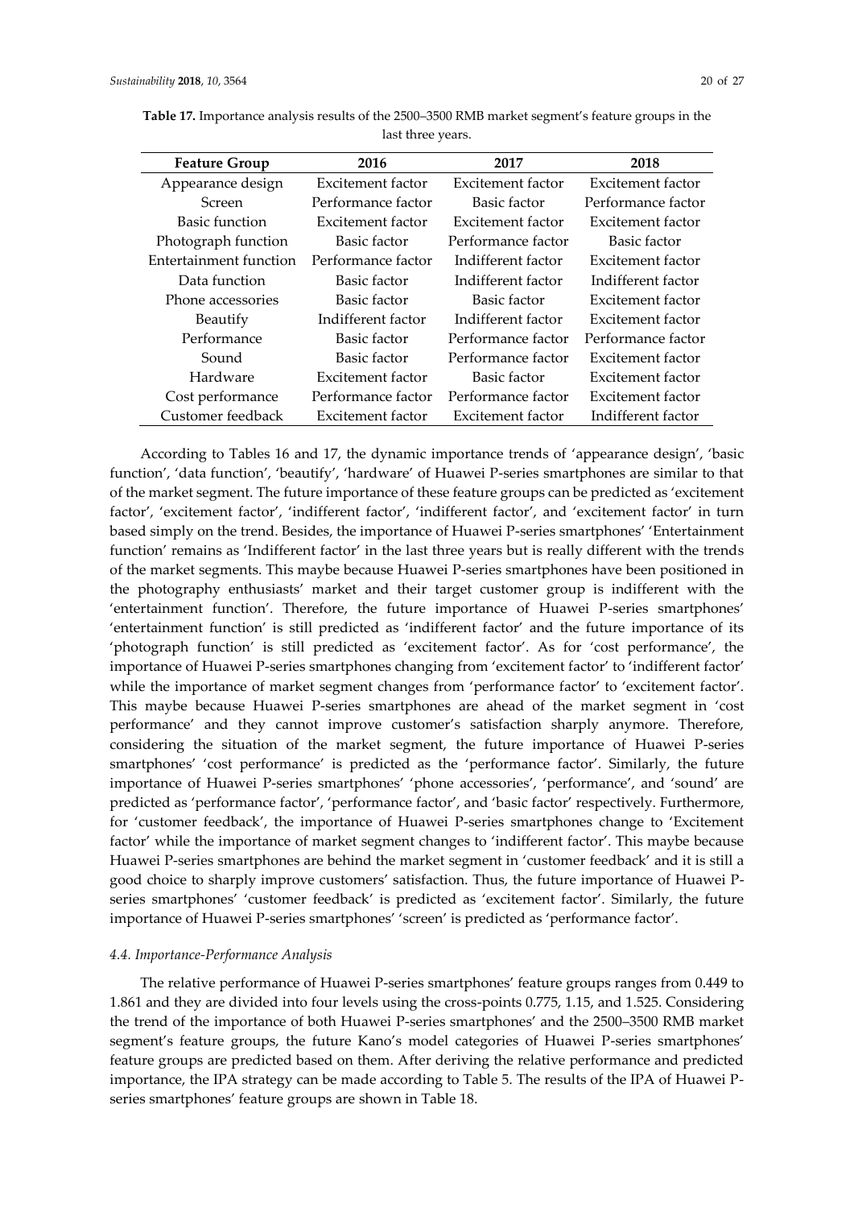**Table 17.** Importance analysis results of the 2500–3500 RMB market segment's feature groups in the last three years.

| Feature Group | 2016 | 2017 | 2018 |
|---|---|---|---|
| Appearance design | Excitement factor | Excitement factor | Excitement factor |
| Screen | Performance factor | Basic factor | Performance factor |
| Basic function | Excitement factor | Excitement factor | Excitement factor |
| Photograph function | Basic factor | Performance factor | Basic factor |
| Entertainment function | Performance factor | Indifferent factor | Excitement factor |
| Data function | Basic factor | Indifferent factor | Indifferent factor |
| Phone accessories | Basic factor | Basic factor | Excitement factor |
| Beautify | Indifferent factor | Indifferent factor | Excitement factor |
| Performance | Basic factor | Performance factor | Performance factor |
| Sound | Basic factor | Performance factor | Excitement factor |
| Hardware | Excitement factor | Basic factor | Excitement factor |
| Cost performance | Performance factor | Performance factor | Excitement factor |
| Customer feedback | Excitement factor | Excitement factor | Indifferent factor |

According to Tables 16 and 17, the dynamic importance trends of 'appearance design', 'basic function', 'data function', 'beautify', 'hardware' of Huawei P-series smartphones are similar to that of the market segment. The future importance of these feature groups can be predicted as 'excitement factor', 'excitement factor', 'indifferent factor', 'indifferent factor', and 'excitement factor' in turn based simply on the trend. Besides, the importance of Huawei P-series smartphones' 'Entertainment function' remains as 'Indifferent factor' in the last three years but is really different with the trends of the market segments. This maybe because Huawei P-series smartphones have been positioned in the photography enthusiasts' market and their target customer group is indifferent with the 'entertainment function'. Therefore, the future importance of Huawei P-series smartphones' 'entertainment function' is still predicted as 'indifferent factor' and the future importance of its 'photograph function' is still predicted as 'excitement factor'. As for 'cost performance', the importance of Huawei P-series smartphones changing from 'excitement factor' to 'indifferent factor' while the importance of market segment changes from 'performance factor' to 'excitement factor'. This maybe because Huawei P-series smartphones are ahead of the market segment in 'cost performance' and they cannot improve customer's satisfaction sharply anymore. Therefore, considering the situation of the market segment, the future importance of Huawei P-series smartphones' 'cost performance' is predicted as the 'performance factor'. Similarly, the future importance of Huawei P-series smartphones' 'phone accessories', 'performance', and 'sound' are predicted as 'performance factor', 'performance factor', and 'basic factor' respectively. Furthermore, for 'customer feedback', the importance of Huawei P-series smartphones change to 'Excitement factor' while the importance of market segment changes to 'indifferent factor'. This maybe because Huawei P-series smartphones are behind the market segment in 'customer feedback' and it is still a good choice to sharply improve customers' satisfaction. Thus, the future importance of Huawei P-series smartphones' 'customer feedback' is predicted as 'excitement factor'. Similarly, the future importance of Huawei P-series smartphones' 'screen' is predicted as 'performance factor'.

### *4.4. Importance-Performance Analysis*

The relative performance of Huawei P-series smartphones' feature groups ranges from 0.449 to 1.861 and they are divided into four levels using the cross-points 0.775, 1.15, and 1.525. Considering the trend of the importance of both Huawei P-series smartphones' and the 2500–3500 RMB market segment's feature groups, the future Kano's model categories of Huawei P-series smartphones' feature groups are predicted based on them. After deriving the relative performance and predicted importance, the IPA strategy can be made according to Table 5. The results of the IPA of Huawei P-series smartphones' feature groups are shown in Table 18.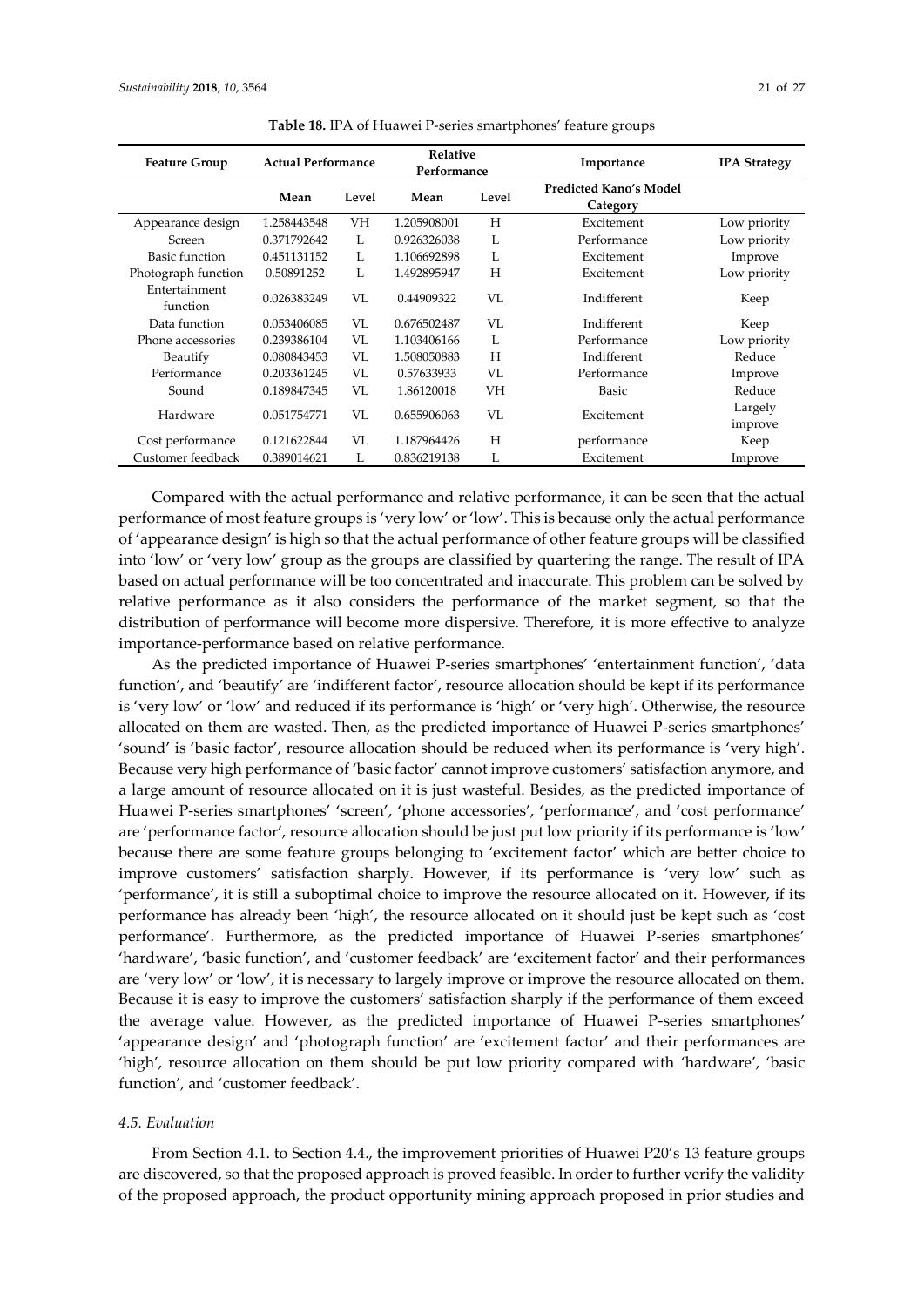**Table 18.** IPA of Huawei P-series smartphones' feature groups

| Feature Group | Actual Performance | | Relative Performance | | Importance | IPA Strategy |
|---|---|---|---|---|---|---|
| | Mean | Level | Mean | Level | Predicted Kano's Model Category | |
| Appearance design | 1.258443548 | VH | 1.205908001 | H | Excitement | Low priority |
| Screen | 0.371792642 | L | 0.926326038 | L | Performance | Low priority |
| Basic function | 0.451131152 | L | 1.106692898 | L | Excitement | Improve |
| Photograph function | 0.50891252 | L | 1.492895947 | H | Excitement | Low priority |
| Entertainment function | 0.026383249 | VL | 0.44909322 | VL | Indifferent | Keep |
| Data function | 0.053406085 | VL | 0.676502487 | VL | Indifferent | Keep |
| Phone accessories | 0.239386104 | VL | 1.103406166 | L | Performance | Low priority |
| Beautify | 0.080843453 | VL | 1.508050883 | H | Indifferent | Reduce |
| Performance | 0.203361245 | VL | 0.57633933 | VL | Performance | Improve |
| Sound | 0.189847345 | VL | 1.86120018 | VH | Basic | Reduce |
| Hardware | 0.051754771 | VL | 0.655906063 | VL | Excitement | Largely improve |
| Cost performance | 0.121622844 | VL | 1.187964426 | H | performance | Keep |
| Customer feedback | 0.389014621 | L | 0.836219138 | L | Excitement | Improve |

Compared with the actual performance and relative performance, it can be seen that the actual performance of most feature groups is 'very low' or 'low'. This is because only the actual performance of 'appearance design' is high so that the actual performance of other feature groups will be classified into 'low' or 'very low' group as the groups are classified by quartering the range. The result of IPA based on actual performance will be too concentrated and inaccurate. This problem can be solved by relative performance as it also considers the performance of the market segment, so that the distribution of performance will become more dispersive. Therefore, it is more effective to analyze importance-performance based on relative performance.

As the predicted importance of Huawei P-series smartphones' 'entertainment function', 'data function', and 'beautify' are 'indifferent factor', resource allocation should be kept if its performance is 'very low' or 'low' and reduced if its performance is 'high' or 'very high'. Otherwise, the resource allocated on them are wasted. Then, as the predicted importance of Huawei P-series smartphones' 'sound' is 'basic factor', resource allocation should be reduced when its performance is 'very high'. Because very high performance of 'basic factor' cannot improve customers' satisfaction anymore, and a large amount of resource allocated on it is just wasteful. Besides, as the predicted importance of Huawei P-series smartphones' 'screen', 'phone accessories', 'performance', and 'cost performance' are 'performance factor', resource allocation should be just put low priority if its performance is 'low' because there are some feature groups belonging to 'excitement factor' which are better choice to improve customers' satisfaction sharply. However, if its performance is 'very low' such as 'performance', it is still a suboptimal choice to improve the resource allocated on it. However, if its performance has already been 'high', the resource allocated on it should just be kept such as 'cost performance'. Furthermore, as the predicted importance of Huawei P-series smartphones' 'hardware', 'basic function', and 'customer feedback' are 'excitement factor' and their performances are 'very low' or 'low', it is necessary to largely improve or improve the resource allocated on them. Because it is easy to improve the customers' satisfaction sharply if the performance of them exceed the average value. However, as the predicted importance of Huawei P-series smartphones' 'appearance design' and 'photograph function' are 'excitement factor' and their performances are 'high', resource allocation on them should be put low priority compared with 'hardware', 'basic function', and 'customer feedback'.

### *4.5. Evaluation*

From Section 4.1. to Section 4.4., the improvement priorities of Huawei P20's 13 feature groups are discovered, so that the proposed approach is proved feasible. In order to further verify the validity of the proposed approach, the product opportunity mining approach proposed in prior studies and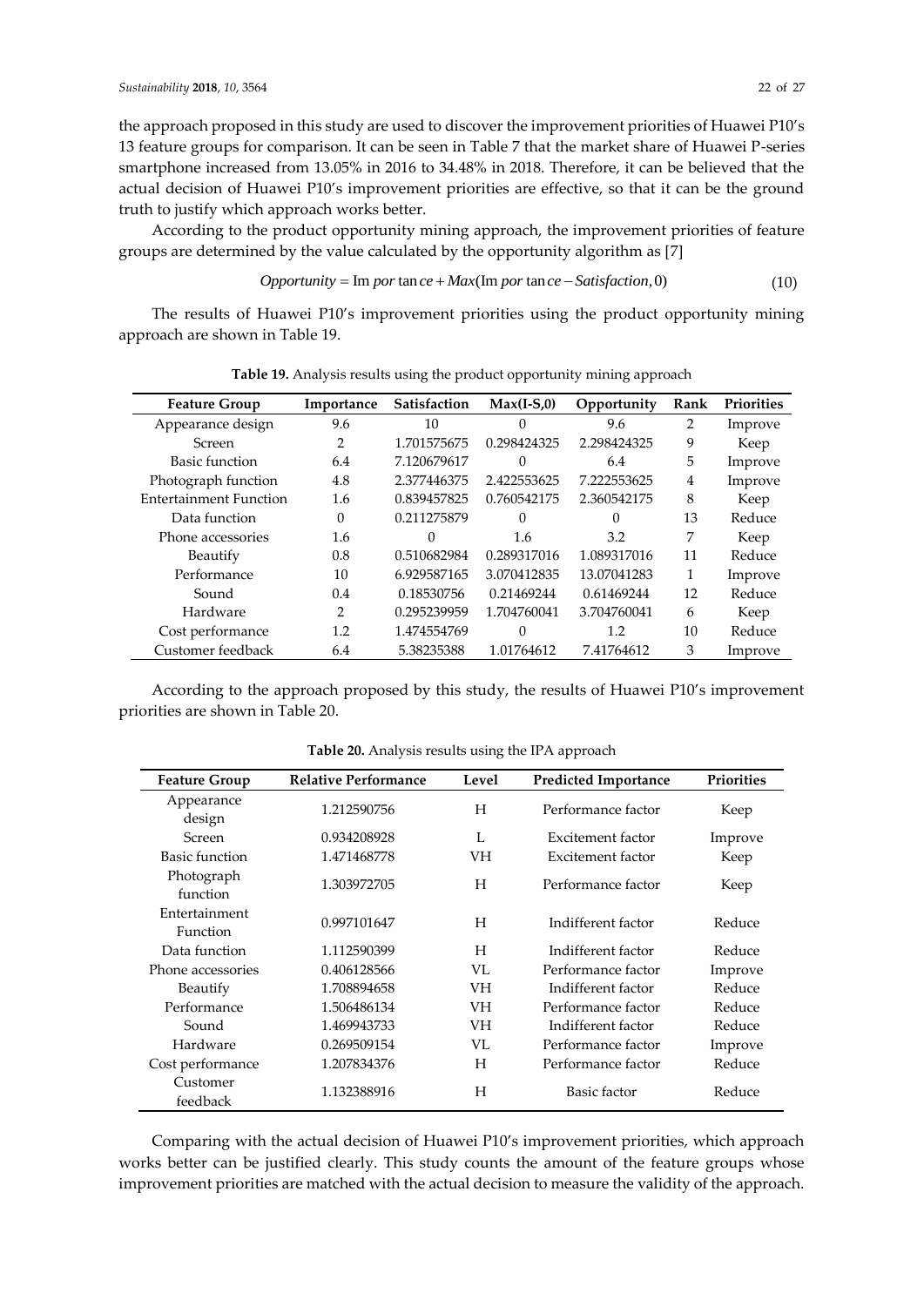the approach proposed in this study are used to discover the improvement priorities of Huawei P10's 13 feature groups for comparison. It can be seen in Table 7 that the market share of Huawei P-series smartphone increased from 13.05% in 2016 to 34.48% in 2018. Therefore, it can be believed that the actual decision of Huawei P10's improvement priorities are effective, so that it can be the ground truth to justify which approach works better.

According to the product opportunity mining approach, the improvement priorities of feature groups are determined by the value calculated by the opportunity algorithm as [7]

$$Opportunity = Importance + Max(Importance - Satisfaction, 0) \tag{10}$$

The results of Huawei P10's improvement priorities using the product opportunity mining approach are shown in Table 19.

**Table 19.** Analysis results using the product opportunity mining approach

| Feature Group | Importance | Satisfaction | Max(I-S,0) | Opportunity | Rank | Priorities |
|---|---|---|---|---|---|---|
| Appearance design | 9.6 | 10 | 0 | 9.6 | 2 | Improve |
| Screen | 2 | 1.701575675 | 0.298424325 | 2.298424325 | 9 | Keep |
| Basic function | 6.4 | 7.120679617 | 0 | 6.4 | 5 | Improve |
| Photograph function | 4.8 | 2.377446375 | 2.422553625 | 7.222553625 | 4 | Improve |
| Entertainment Function | 1.6 | 0.839457825 | 0.760542175 | 2.360542175 | 8 | Keep |
| Data function | 0 | 0.211275879 | 0 | 0 | 13 | Reduce |
| Phone accessories | 1.6 | 0 | 1.6 | 3.2 | 7 | Keep |
| Beautify | 0.8 | 0.510682984 | 0.289317016 | 1.089317016 | 11 | Reduce |
| Performance | 10 | 6.929587165 | 3.070412835 | 13.07041283 | 1 | Improve |
| Sound | 0.4 | 0.18530756 | 0.21469244 | 0.61469244 | 12 | Reduce |
| Hardware | 2 | 0.295239959 | 1.704760041 | 3.704760041 | 6 | Keep |
| Cost performance | 1.2 | 1.474554769 | 0 | 1.2 | 10 | Reduce |
| Customer feedback | 6.4 | 5.38235388 | 1.01764612 | 7.41764612 | 3 | Improve |

According to the approach proposed by this study, the results of Huawei P10's improvement priorities are shown in Table 20.

**Table 20.** Analysis results using the IPA approach

| Feature Group | Relative Performance | Level | Predicted Importance | Priorities |
|---|---|---|---|---|
| Appearance design | 1.212590756 | H | Performance factor | Keep |
| Screen | 0.934208928 | L | Excitement factor | Improve |
| Basic function | 1.471468778 | VH | Excitement factor | Keep |
| Photograph function | 1.303972705 | H | Performance factor | Keep |
| Entertainment Function | 0.997101647 | H | Indifferent factor | Reduce |
| Data function | 1.112590399 | H | Indifferent factor | Reduce |
| Phone accessories | 0.406128566 | VL | Performance factor | Improve |
| Beautify | 1.708894658 | VH | Indifferent factor | Reduce |
| Performance | 1.506486134 | VH | Performance factor | Reduce |
| Sound | 1.469943733 | VH | Indifferent factor | Reduce |
| Hardware | 0.269509154 | VL | Performance factor | Improve |
| Cost performance | 1.207834376 | H | Performance factor | Reduce |
| Customer feedback | 1.132388916 | H | Basic factor | Reduce |

Comparing with the actual decision of Huawei P10's improvement priorities, which approach works better can be justified clearly. This study counts the amount of the feature groups whose improvement priorities are matched with the actual decision to measure the validity of the approach.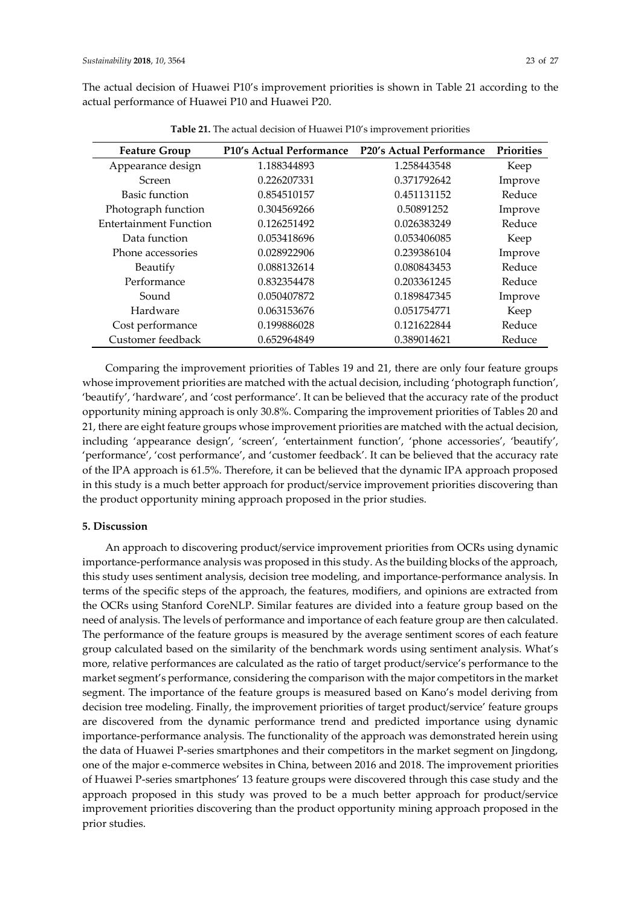The actual decision of Huawei P10's improvement priorities is shown in Table 21 according to the actual performance of Huawei P10 and Huawei P20.

**Table 21.** The actual decision of Huawei P10's improvement priorities

| Feature Group | P10's Actual Performance | P20's Actual Performance | Priorities |
|---|---|---|---|
| Appearance design | 1.188344893 | 1.258443548 | Keep |
| Screen | 0.226207331 | 0.371792642 | Improve |
| Basic function | 0.854510157 | 0.451131152 | Reduce |
| Photograph function | 0.304569266 | 0.50891252 | Improve |
| Entertainment Function | 0.126251492 | 0.026383249 | Reduce |
| Data function | 0.053418696 | 0.053406085 | Keep |
| Phone accessories | 0.028922906 | 0.239386104 | Improve |
| Beautify | 0.088132614 | 0.080843453 | Reduce |
| Performance | 0.832354478 | 0.203361245 | Reduce |
| Sound | 0.050407872 | 0.189847345 | Improve |
| Hardware | 0.063153676 | 0.051754771 | Keep |
| Cost performance | 0.199886028 | 0.121622844 | Reduce |
| Customer feedback | 0.652964849 | 0.389014621 | Reduce |

Comparing the improvement priorities of Tables 19 and 21, there are only four feature groups whose improvement priorities are matched with the actual decision, including 'photograph function', 'beautify', 'hardware', and 'cost performance'. It can be believed that the accuracy rate of the product opportunity mining approach is only 30.8%. Comparing the improvement priorities of Tables 20 and 21, there are eight feature groups whose improvement priorities are matched with the actual decision, including 'appearance design', 'screen', 'entertainment function', 'phone accessories', 'beautify', 'performance', 'cost performance', and 'customer feedback'. It can be believed that the accuracy rate of the IPA approach is 61.5%. Therefore, it can be believed that the dynamic IPA approach proposed in this study is a much better approach for product/service improvement priorities discovering than the product opportunity mining approach proposed in the prior studies.

## 5. Discussion

An approach to discovering product/service improvement priorities from OCRs using dynamic importance-performance analysis was proposed in this study. As the building blocks of the approach, this study uses sentiment analysis, decision tree modeling, and importance-performance analysis. In terms of the specific steps of the approach, the features, modifiers, and opinions are extracted from the OCRs using Stanford CoreNLP. Similar features are divided into a feature group based on the need of analysis. The levels of performance and importance of each feature group are then calculated. The performance of the feature groups is measured by the average sentiment scores of each feature group calculated based on the similarity of the benchmark words using sentiment analysis. What's more, relative performances are calculated as the ratio of target product/service's performance to the market segment's performance, considering the comparison with the major competitors in the market segment. The importance of the feature groups is measured based on Kano's model deriving from decision tree modeling. Finally, the improvement priorities of target product/service' feature groups are discovered from the dynamic performance trend and predicted importance using dynamic importance-performance analysis. The functionality of the approach was demonstrated herein using the data of Huawei P-series smartphones and their competitors in the market segment on Jingdong, one of the major e-commerce websites in China, between 2016 and 2018. The improvement priorities of Huawei P-series smartphones' 13 feature groups were discovered through this case study and the approach proposed in this study was proved to be a much better approach for product/service improvement priorities discovering than the product opportunity mining approach proposed in the prior studies.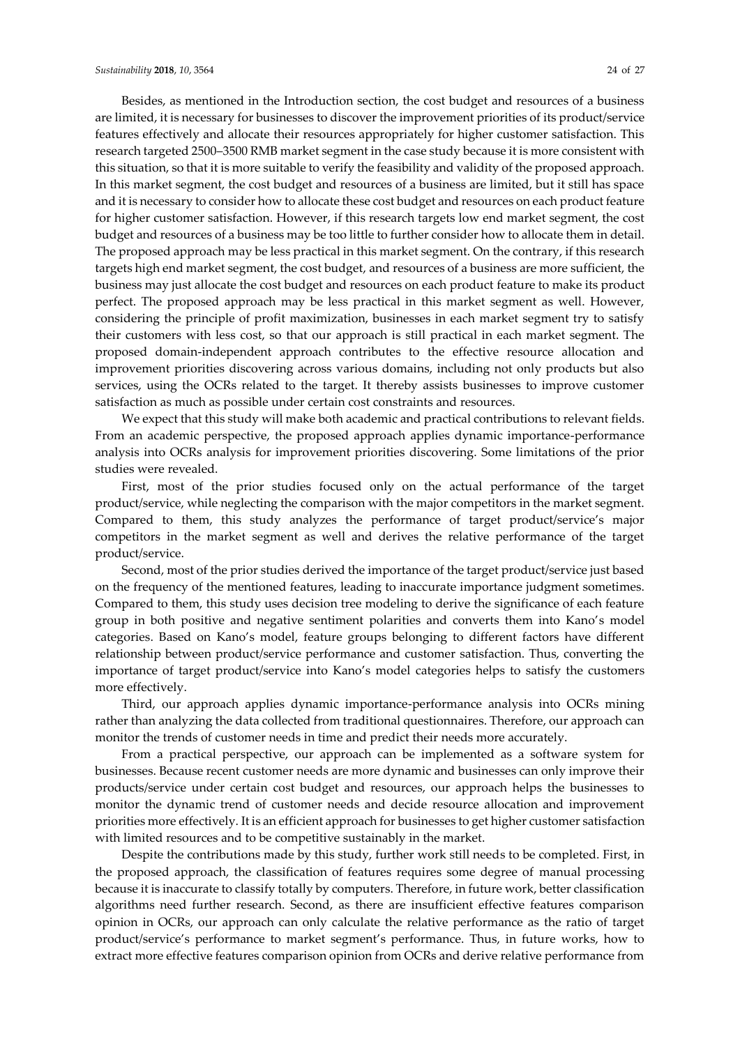Besides, as mentioned in the Introduction section, the cost budget and resources of a business are limited, it is necessary for businesses to discover the improvement priorities of its product/service features effectively and allocate their resources appropriately for higher customer satisfaction. This research targeted 2500–3500 RMB market segment in the case study because it is more consistent with this situation, so that it is more suitable to verify the feasibility and validity of the proposed approach. In this market segment, the cost budget and resources of a business are limited, but it still has space and it is necessary to consider how to allocate these cost budget and resources on each product feature for higher customer satisfaction. However, if this research targets low end market segment, the cost budget and resources of a business may be too little to further consider how to allocate them in detail. The proposed approach may be less practical in this market segment. On the contrary, if this research targets high end market segment, the cost budget, and resources of a business are more sufficient, the business may just allocate the cost budget and resources on each product feature to make its product perfect. The proposed approach may be less practical in this market segment as well. However, considering the principle of profit maximization, businesses in each market segment try to satisfy their customers with less cost, so that our approach is still practical in each market segment. The proposed domain-independent approach contributes to the effective resource allocation and improvement priorities discovering across various domains, including not only products but also services, using the OCRs related to the target. It thereby assists businesses to improve customer satisfaction as much as possible under certain cost constraints and resources.

We expect that this study will make both academic and practical contributions to relevant fields. From an academic perspective, the proposed approach applies dynamic importance-performance analysis into OCRs analysis for improvement priorities discovering. Some limitations of the prior studies were revealed.

First, most of the prior studies focused only on the actual performance of the target product/service, while neglecting the comparison with the major competitors in the market segment. Compared to them, this study analyzes the performance of target product/service's major competitors in the market segment as well and derives the relative performance of the target product/service.

Second, most of the prior studies derived the importance of the target product/service just based on the frequency of the mentioned features, leading to inaccurate importance judgment sometimes. Compared to them, this study uses decision tree modeling to derive the significance of each feature group in both positive and negative sentiment polarities and converts them into Kano's model categories. Based on Kano's model, feature groups belonging to different factors have different relationship between product/service performance and customer satisfaction. Thus, converting the importance of target product/service into Kano's model categories helps to satisfy the customers more effectively.

Third, our approach applies dynamic importance-performance analysis into OCRs mining rather than analyzing the data collected from traditional questionnaires. Therefore, our approach can monitor the trends of customer needs in time and predict their needs more accurately.

From a practical perspective, our approach can be implemented as a software system for businesses. Because recent customer needs are more dynamic and businesses can only improve their products/service under certain cost budget and resources, our approach helps the businesses to monitor the dynamic trend of customer needs and decide resource allocation and improvement priorities more effectively. It is an efficient approach for businesses to get higher customer satisfaction with limited resources and to be competitive sustainably in the market.

Despite the contributions made by this study, further work still needs to be completed. First, in the proposed approach, the classification of features requires some degree of manual processing because it is inaccurate to classify totally by computers. Therefore, in future work, better classification algorithms need further research. Second, as there are insufficient effective features comparison opinion in OCRs, our approach can only calculate the relative performance as the ratio of target product/service's performance to market segment's performance. Thus, in future works, how to extract more effective features comparison opinion from OCRs and derive relative performance from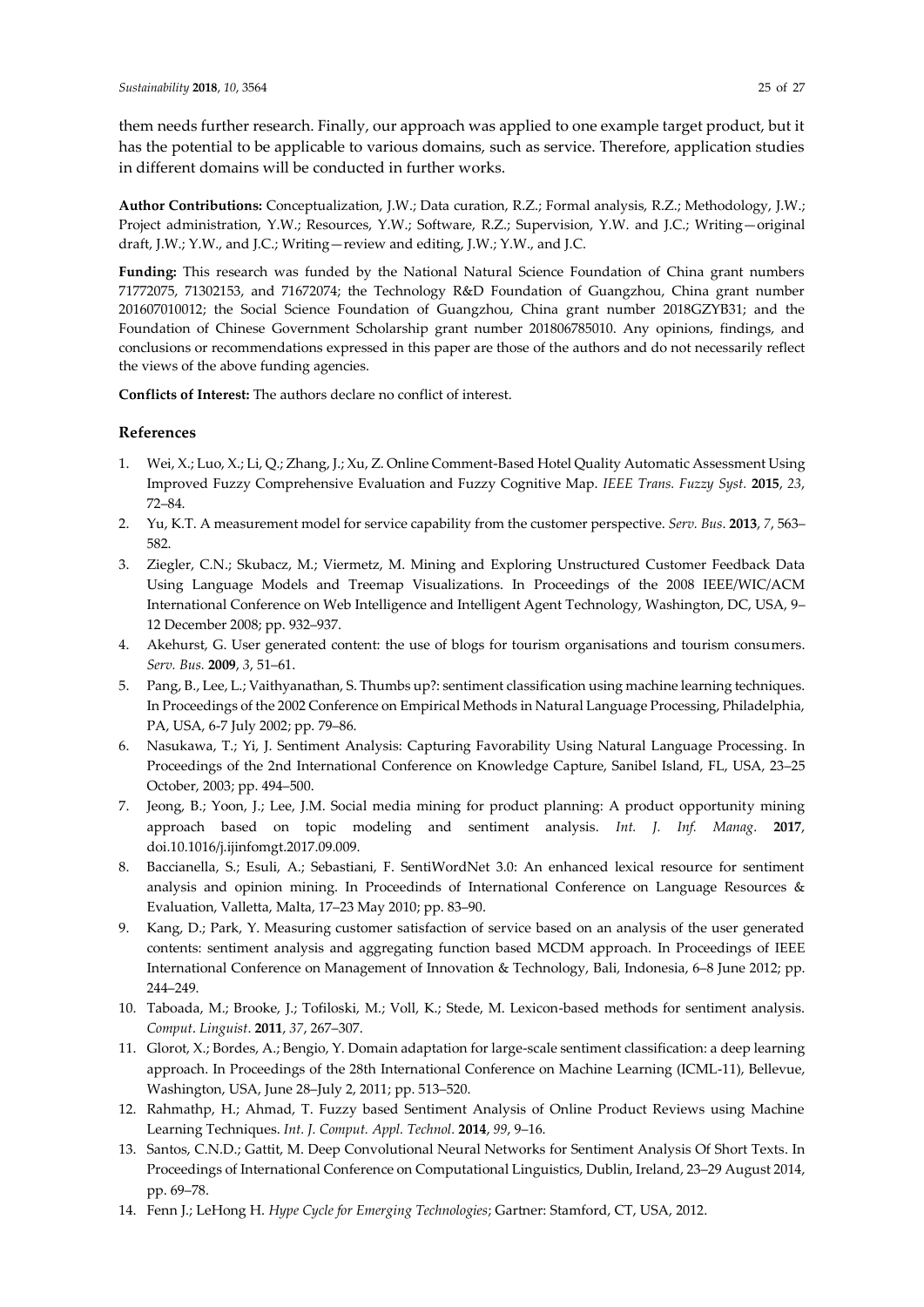them needs further research. Finally, our approach was applied to one example target product, but it has the potential to be applicable to various domains, such as service. Therefore, application studies in different domains will be conducted in further works.

**Author Contributions:** Conceptualization, J.W.; Data curation, R.Z.; Formal analysis, R.Z.; Methodology, J.W.; Project administration, Y.W.; Resources, Y.W.; Software, R.Z.; Supervision, Y.W. and J.C.; Writing—original draft, J.W.; Y.W., and J.C.; Writing—review and editing, J.W.; Y.W., and J.C.

**Funding:** This research was funded by the National Natural Science Foundation of China grant numbers 71772075, 71302153, and 71672074; the Technology R&D Foundation of Guangzhou, China grant number 201607010012; the Social Science Foundation of Guangzhou, China grant number 2018GZYB31; and the Foundation of Chinese Government Scholarship grant number 201806785010. Any opinions, findings, and conclusions or recommendations expressed in this paper are those of the authors and do not necessarily reflect the views of the above funding agencies.

**Conflicts of Interest:** The authors declare no conflict of interest.

## References

1. Wei, X.; Luo, X.; Li, Q.; Zhang, J.; Xu, Z. Online Comment-Based Hotel Quality Automatic Assessment Using Improved Fuzzy Comprehensive Evaluation and Fuzzy Cognitive Map. *IEEE Trans. Fuzzy Syst.* **2015**, *23*, 72–84.
2. Yu, K.T. A measurement model for service capability from the customer perspective. *Serv. Bus.* **2013**, *7*, 563–582.
3. Ziegler, C.N.; Skubacz, M.; Viermetz, M. Mining and Exploring Unstructured Customer Feedback Data Using Language Models and Treemap Visualizations. In Proceedings of the 2008 IEEE/WIC/ACM International Conference on Web Intelligence and Intelligent Agent Technology, Washington, DC, USA, 9–12 December 2008; pp. 932–937.
4. Akehurst, G. User generated content: the use of blogs for tourism organisations and tourism consumers. *Serv. Bus.* **2009**, *3*, 51–61.
5. Pang, B., Lee, L.; Vaithyanathan, S. Thumbs up?: sentiment classification using machine learning techniques. In Proceedings of the 2002 Conference on Empirical Methods in Natural Language Processing, Philadelphia, PA, USA, 6-7 July 2002; pp. 79–86.
6. Nasukawa, T.; Yi, J. Sentiment Analysis: Capturing Favorability Using Natural Language Processing. In Proceedings of the 2nd International Conference on Knowledge Capture, Sanibel Island, FL, USA, 23–25 October, 2003; pp. 494–500.
7. Jeong, B.; Yoon, J.; Lee, J.M. Social media mining for product planning: A product opportunity mining approach based on topic modeling and sentiment analysis. *Int. J. Inf. Manag.* **2017**, doi.10.1016/j.ijinfomgt.2017.09.009.
8. Baccianella, S.; Esuli, A.; Sebastiani, F. SentiWordNet 3.0: An enhanced lexical resource for sentiment analysis and opinion mining. In Proceedinds of International Conference on Language Resources & Evaluation, Valletta, Malta, 17–23 May 2010; pp. 83–90.
9. Kang, D.; Park, Y. Measuring customer satisfaction of service based on an analysis of the user generated contents: sentiment analysis and aggregating function based MCDM approach. In Proceedings of IEEE International Conference on Management of Innovation & Technology, Bali, Indonesia, 6–8 June 2012; pp. 244–249.
10. Taboada, M.; Brooke, J.; Tofiloski, M.; Voll, K.; Stede, M. Lexicon-based methods for sentiment analysis. *Comput. Linguist.* **2011**, *37*, 267–307.
11. Glorot, X.; Bordes, A.; Bengio, Y. Domain adaptation for large-scale sentiment classification: a deep learning approach. In Proceedings of the 28th International Conference on Machine Learning (ICML-11), Bellevue, Washington, USA, June 28–July 2, 2011; pp. 513–520.
12. Rahmathp, H.; Ahmad, T. Fuzzy based Sentiment Analysis of Online Product Reviews using Machine Learning Techniques. *Int. J. Comput. Appl. Technol.* **2014**, *99*, 9–16.
13. Santos, C.N.D.; Gattit, M. Deep Convolutional Neural Networks for Sentiment Analysis Of Short Texts. In Proceedings of International Conference on Computational Linguistics, Dublin, Ireland, 23–29 August 2014, pp. 69–78.
14. Fenn J.; LeHong H. *Hype Cycle for Emerging Technologies*; Gartner: Stamford, CT, USA, 2012.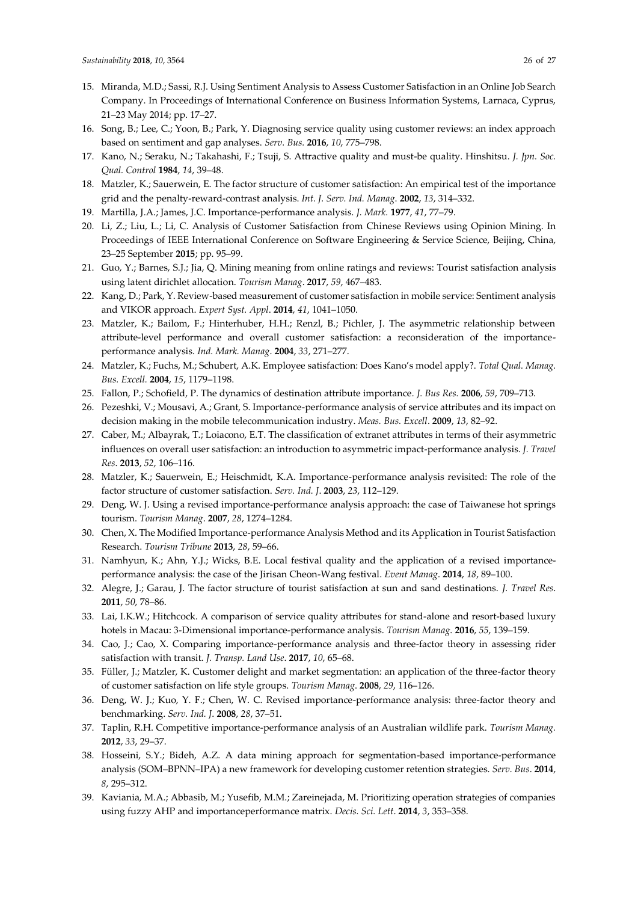15. Miranda, M.D.; Sassi, R.J. Using Sentiment Analysis to Assess Customer Satisfaction in an Online Job Search Company. In Proceedings of International Conference on Business Information Systems, Larnaca, Cyprus, 21–23 May 2014; pp. 17–27.
16. Song, B.; Lee, C.; Yoon, B.; Park, Y. Diagnosing service quality using customer reviews: an index approach based on sentiment and gap analyses. *Serv. Bus.* **2016**, *10*, 775–798.
17. Kano, N.; Seraku, N.; Takahashi, F.; Tsuji, S. Attractive quality and must-be quality. Hinshitsu. *J. Jpn. Soc. Qual. Control* **1984**, *14*, 39–48.
18. Matzler, K.; Sauerwein, E. The factor structure of customer satisfaction: An empirical test of the importance grid and the penalty-reward-contrast analysis. *Int. J. Serv. Ind. Manag.* **2002**, *13*, 314–332.
19. Martilla, J.A.; James, J.C. Importance-performance analysis. *J. Mark.* **1977**, *41*, 77–79.
20. Li, Z.; Liu, L.; Li, C. Analysis of Customer Satisfaction from Chinese Reviews using Opinion Mining. In Proceedings of IEEE International Conference on Software Engineering & Service Science, Beijing, China, 23–25 September **2015**; pp. 95–99.
21. Guo, Y.; Barnes, S.J.; Jia, Q. Mining meaning from online ratings and reviews: Tourist satisfaction analysis using latent dirichlet allocation. *Tourism Manag.* **2017**, *59*, 467–483.
22. Kang, D.; Park, Y. Review-based measurement of customer satisfaction in mobile service: Sentiment analysis and VIKOR approach. *Expert Syst. Appl*. **2014**, *41*, 1041–1050.
23. Matzler, K.; Bailom, F.; Hinterhuber, H.H.; Renzl, B.; Pichler, J. The asymmetric relationship between attribute-level performance and overall customer satisfaction: a reconsideration of the importance-performance analysis. *Ind. Mark. Manag*. **2004**, *33*, 271–277.
24. Matzler, K.; Fuchs, M.; Schubert, A.K. Employee satisfaction: Does Kano's model apply?. *Total Qual. Manag. Bus. Excell.* **2004**, *15*, 1179–1198.
25. Fallon, P.; Schofield, P. The dynamics of destination attribute importance. *J. Bus Res.* **2006**, *59*, 709–713.
26. Pezeshki, V.; Mousavi, A.; Grant, S. Importance-performance analysis of service attributes and its impact on decision making in the mobile telecommunication industry. *Meas. Bus. Excell*. **2009**, *13*, 82–92.
27. Caber, M.; Albayrak, T.; Loiacono, E.T. The classification of extranet attributes in terms of their asymmetric influences on overall user satisfaction: an introduction to asymmetric impact-performance analysis. *J. Travel Res*. **2013**, *52*, 106–116.
28. Matzler, K.; Sauerwein, E.; Heischmidt, K.A. Importance-performance analysis revisited: The role of the factor structure of customer satisfaction. *Serv. Ind. J*. **2003**, *23*, 112–129.
29. Deng, W. J. Using a revised importance-performance analysis approach: the case of Taiwanese hot springs tourism. *Tourism Manag*. **2007**, *28*, 1274–1284.
30. Chen, X. The Modified Importance-performance Analysis Method and its Application in Tourist Satisfaction Research. *Tourism Tribune* **2013**, *28*, 59–66.
31. Namhyun, K.; Ahn, Y.J.; Wicks, B.E. Local festival quality and the application of a revised importance-performance analysis: the case of the Jirisan Cheon-Wang festival. *Event Manag*. **2014**, *18*, 89–100.
32. Alegre, J.; Garau, J. The factor structure of tourist satisfaction at sun and sand destinations. *J. Travel Res*. **2011**, *50*, 78–86.
33. Lai, I.K.W.; Hitchcock. A comparison of service quality attributes for stand-alone and resort-based luxury hotels in Macau: 3-Dimensional importance-performance analysis. *Tourism Manag.* **2016**, *55*, 139–159.
34. Cao, J.; Cao, X. Comparing importance-performance analysis and three-factor theory in assessing rider satisfaction with transit. *J. Transp. Land Use*. **2017**, *10*, 65–68.
35. Füller, J.; Matzler, K. Customer delight and market segmentation: an application of the three-factor theory of customer satisfaction on life style groups. *Tourism Manag*. **2008**, *29*, 116–126.
36. Deng, W. J.; Kuo, Y. F.; Chen, W. C. Revised importance-performance analysis: three-factor theory and benchmarking. *Serv. Ind. J*. **2008**, *28*, 37–51.
37. Taplin, R.H. Competitive importance-performance analysis of an Australian wildlife park. *Tourism Manag.* **2012**, *33*, 29–37.
38. Hosseini, S.Y.; Bideh, A.Z. A data mining approach for segmentation-based importance-performance analysis (SOM–BPNN–IPA) a new framework for developing customer retention strategies. *Serv. Bus*. **2014**, *8*, 295–312.
39. Kaviania, M.A.; Abbasib, M.; Yusefib, M.M.; Zareinejada, M. Prioritizing operation strategies of companies using fuzzy AHP and importanceperformance matrix. *Decis. Sci. Lett*. **2014**, *3*, 353–358.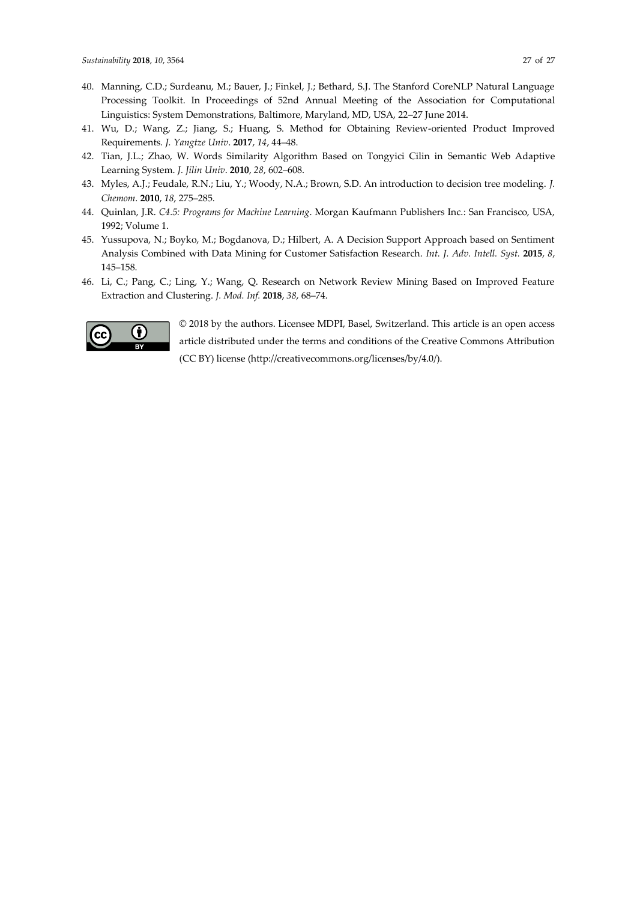40. Manning, C.D.; Surdeanu, M.; Bauer, J.; Finkel, J.; Bethard, S.J. The Stanford CoreNLP Natural Language Processing Toolkit. In Proceedings of 52nd Annual Meeting of the Association for Computational Linguistics: System Demonstrations, Baltimore, Maryland, MD, USA, 22–27 June 2014.
41. Wu, D.; Wang, Z.; Jiang, S.; Huang, S. Method for Obtaining Review-oriented Product Improved Requirements. *J. Yangtze Univ*. **2017**, *14*, 44–48.
42. Tian, J.L.; Zhao, W. Words Similarity Algorithm Based on Tongyici Cilin in Semantic Web Adaptive Learning System. *J. Jilin Univ*. **2010**, *28*, 602–608.
43. Myles, A.J.; Feudale, R.N.; Liu, Y.; Woody, N.A.; Brown, S.D. An introduction to decision tree modeling. *J. Chemom*. **2010**, *18*, 275–285.
44. Quinlan, J.R. *C4.5: Programs for Machine Learning*. Morgan Kaufmann Publishers Inc.: San Francisco, USA, 1992; Volume 1.
45. Yussupova, N.; Boyko, M.; Bogdanova, D.; Hilbert, A. A Decision Support Approach based on Sentiment Analysis Combined with Data Mining for Customer Satisfaction Research. *Int. J. Adv. Intell. Syst.* **2015**, *8*, 145–158.
46. Li, C.; Pang, C.; Ling, Y.; Wang, Q. Research on Network Review Mining Based on Improved Feature Extraction and Clustering. *J. Mod. Inf.* **2018**, *38*, 68–74.

© 2018 by the authors. Licensee MDPI, Basel, Switzerland. This article is an open access article distributed under the terms and conditions of the Creative Commons Attribution (CC BY) license (http://creativecommons.org/licenses/by/4.0/).